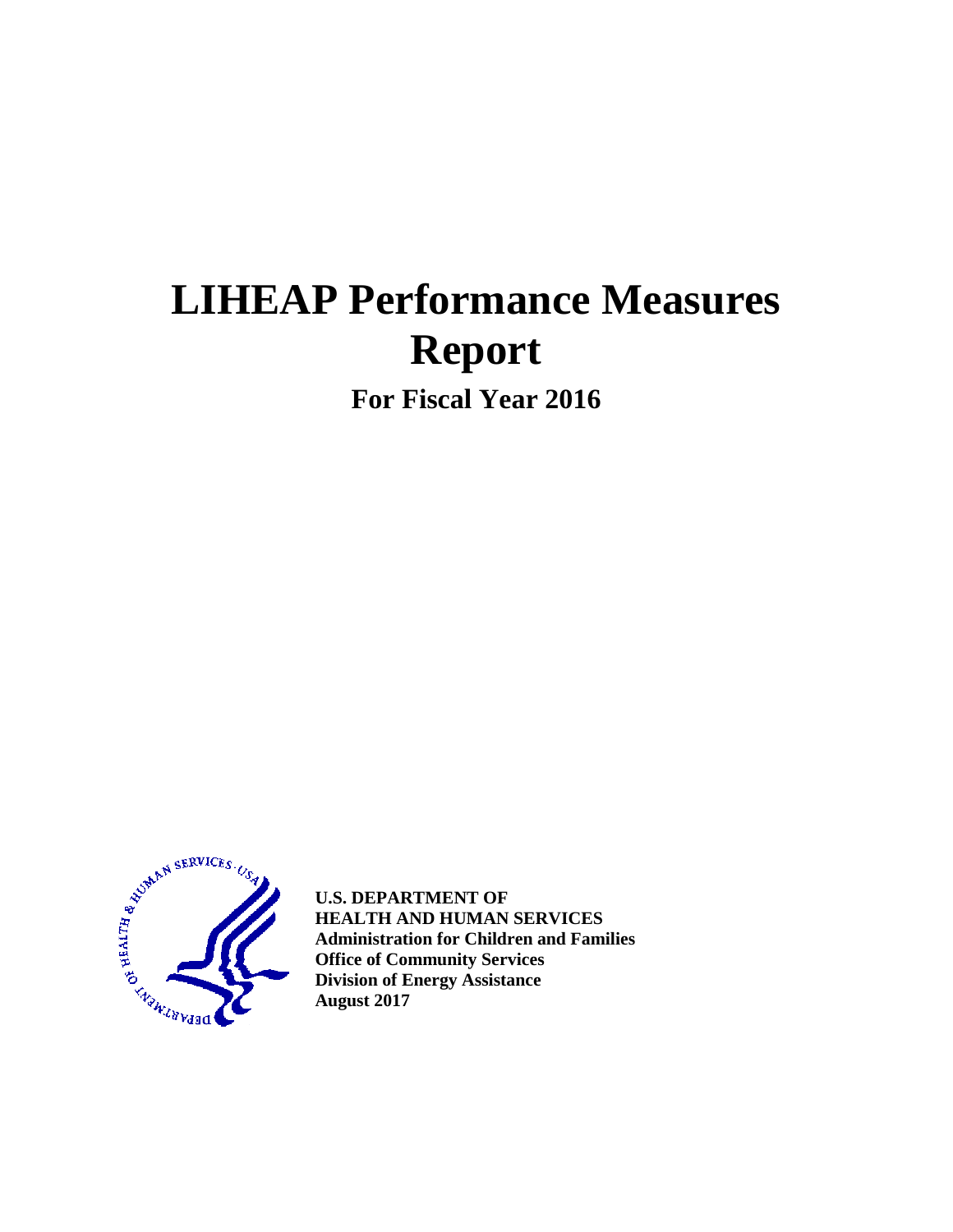# LIHEAP Performance Measures Report

## For Fiscal Year 2016

**U.S. DEPARTMENT OF**
**HEALTH AND HUMAN SERVICES**
**Administration for Children and Families**
**Office of Community Services**
**Division of Energy Assistance**
**August 2017**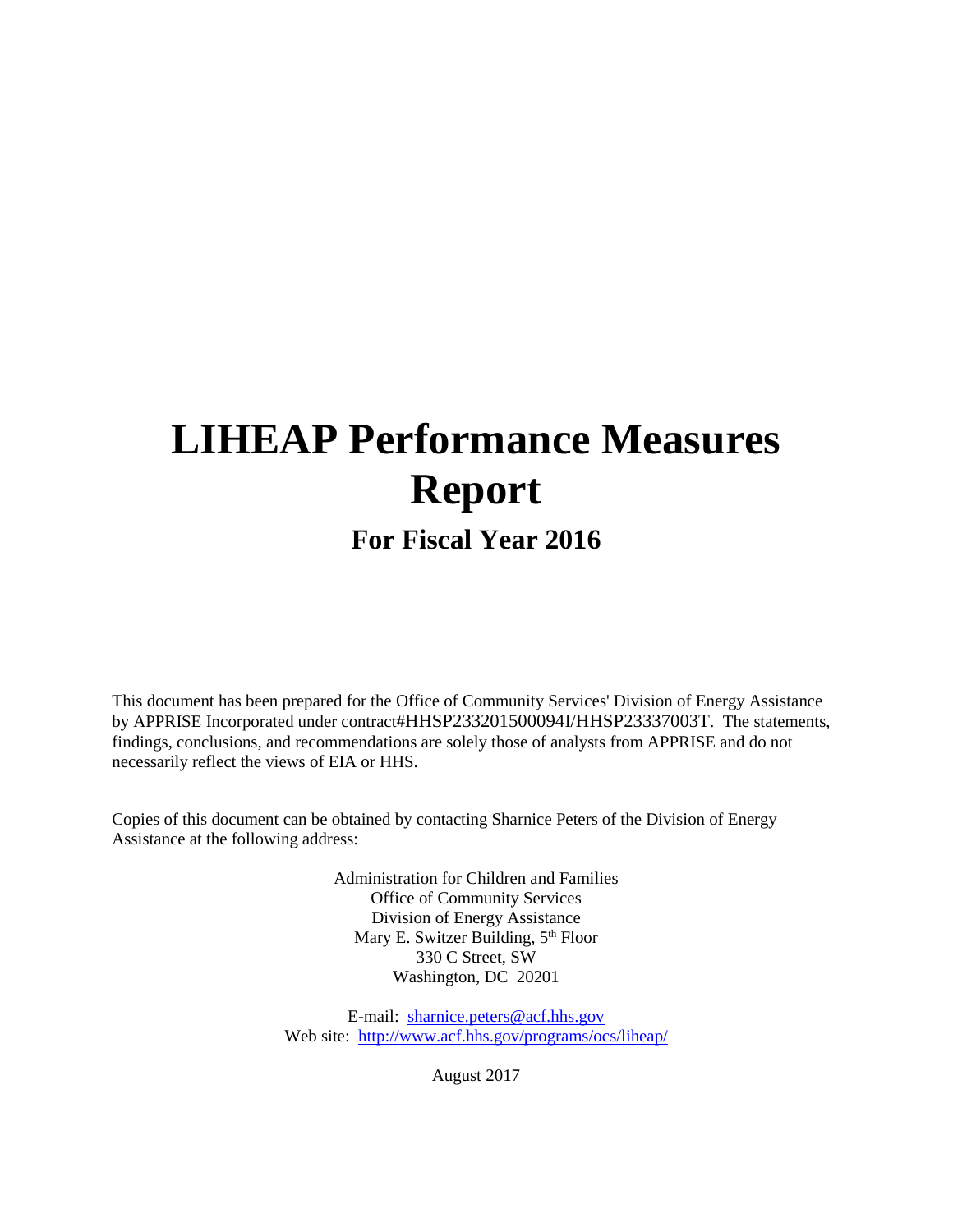# LIHEAP Performance Measures Report

## For Fiscal Year 2016

This document has been prepared for the Office of Community Services' Division of Energy Assistance by APPRISE Incorporated under contract#HHSP233201500094I/HHSP23337003T. The statements, findings, conclusions, and recommendations are solely those of analysts from APPRISE and do not necessarily reflect the views of EIA or HHS.

Copies of this document can be obtained by contacting Sharnice Peters of the Division of Energy Assistance at the following address:

Administration for Children and Families
Office of Community Services
Division of Energy Assistance
Mary E. Switzer Building, 5th Floor
330 C Street, SW
Washington, DC 20201

E-mail: sharnice.peters@acf.hhs.gov
Web site: http://www.acf.hhs.gov/programs/ocs/liheap/

August 2017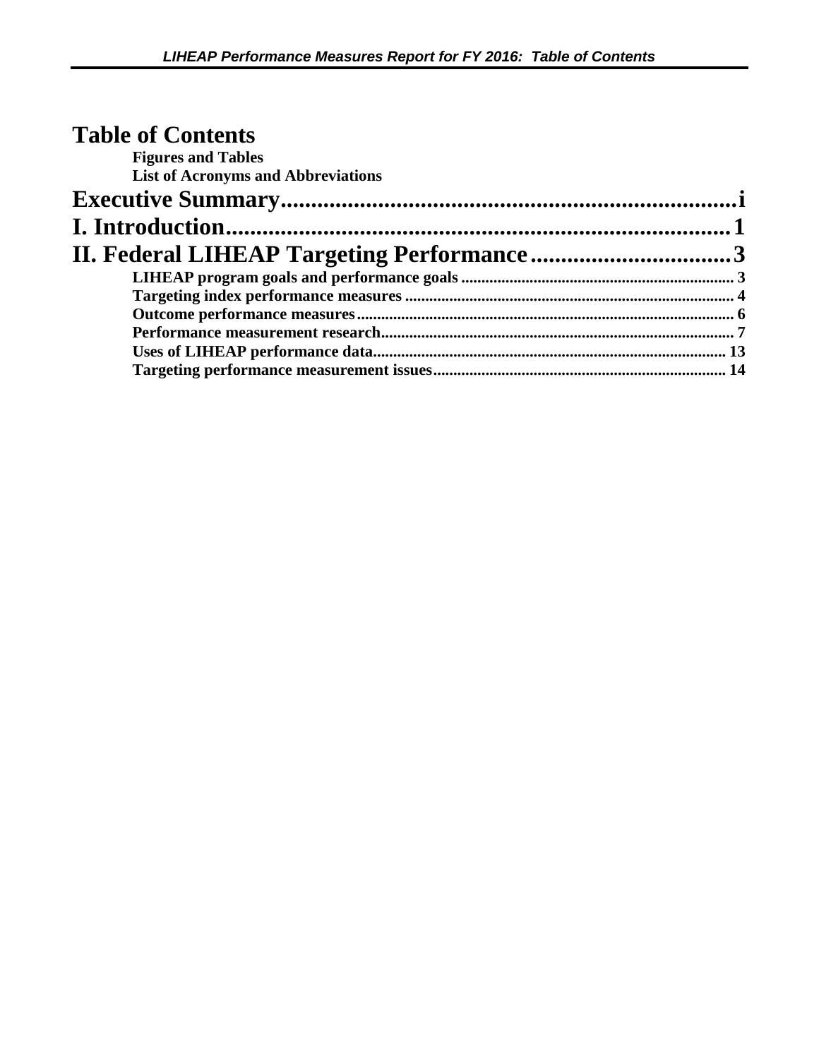# Table of Contents

**Figures and Tables**

**List of Acronyms and Abbreviations**

**Executive Summary** .................................................................... i

**I. Introduction** .................................................................... 1

**II. Federal LIHEAP Targeting Performance** .................................... 3

- **LIHEAP program goals and performance goals** .................................... 3
- **Targeting index performance measures** .................................... 4
- **Outcome performance measures** .................................... 6
- **Performance measurement research** .................................... 7
- **Uses of LIHEAP performance data** .................................... 13
- **Targeting performance measurement issues** .................................... 14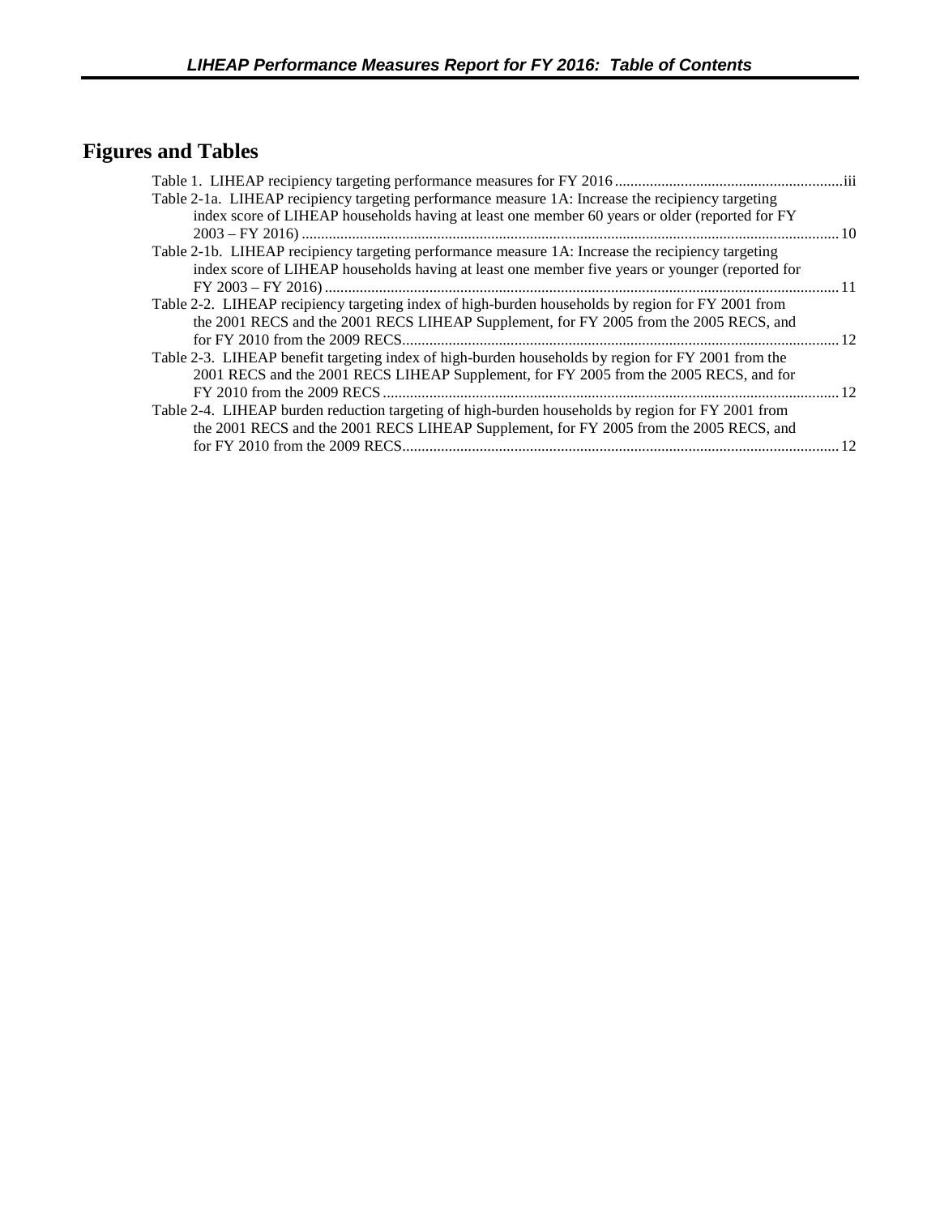## Figures and Tables

Table 1. LIHEAP recipiency targeting performance measures for FY 2016 ........................................................... iii

Table 2-1a. LIHEAP recipiency targeting performance measure 1A: Increase the recipiency targeting index score of LIHEAP households having at least one member 60 years or older (reported for FY 2003 – FY 2016) ........................................................................................................................................... 10

Table 2-1b. LIHEAP recipiency targeting performance measure 1A: Increase the recipiency targeting index score of LIHEAP households having at least one member five years or younger (reported for FY 2003 – FY 2016) ..................................................................................................................................... 11

Table 2-2. LIHEAP recipiency targeting index of high-burden households by region for FY 2001 from the 2001 RECS and the 2001 RECS LIHEAP Supplement, for FY 2005 from the 2005 RECS, and for FY 2010 from the 2009 RECS................................................................................................................. 12

Table 2-3. LIHEAP benefit targeting index of high-burden households by region for FY 2001 from the 2001 RECS and the 2001 RECS LIHEAP Supplement, for FY 2005 from the 2005 RECS, and for FY 2010 from the 2009 RECS ....................................................................................................................... 12

Table 2-4. LIHEAP burden reduction targeting of high-burden households by region for FY 2001 from the 2001 RECS and the 2001 RECS LIHEAP Supplement, for FY 2005 from the 2005 RECS, and for FY 2010 from the 2009 RECS................................................................................................................. 12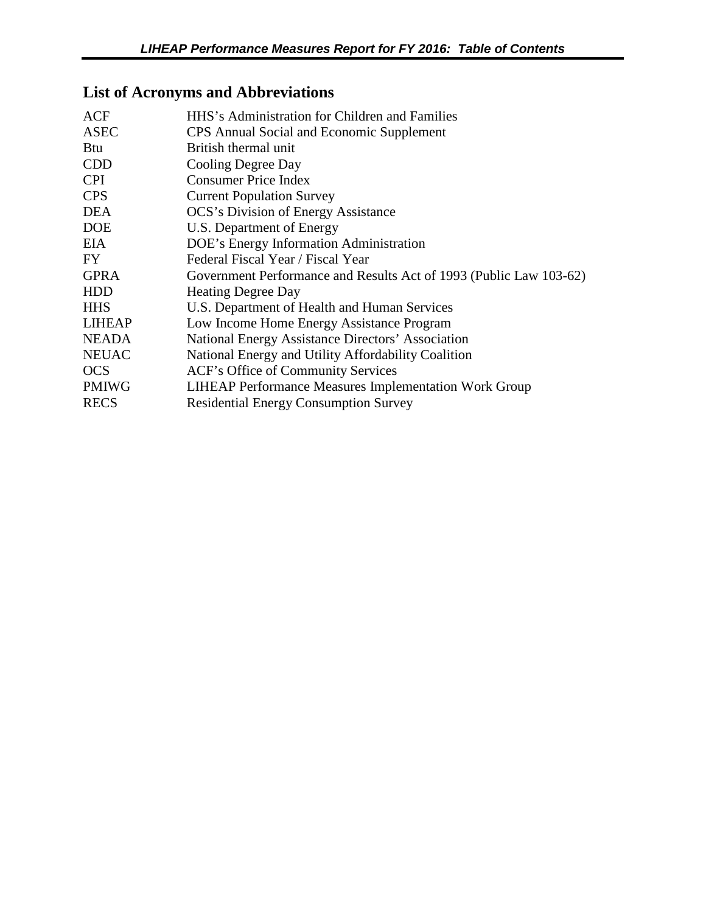## List of Acronyms and Abbreviations

| | |
|---|---|
| ACF | HHS's Administration for Children and Families |
| ASEC | CPS Annual Social and Economic Supplement |
| Btu | British thermal unit |
| CDD | Cooling Degree Day |
| CPI | Consumer Price Index |
| CPS | Current Population Survey |
| DEA | OCS's Division of Energy Assistance |
| DOE | U.S. Department of Energy |
| EIA | DOE's Energy Information Administration |
| FY | Federal Fiscal Year / Fiscal Year |
| GPRA | Government Performance and Results Act of 1993 (Public Law 103-62) |
| HDD | Heating Degree Day |
| HHS | U.S. Department of Health and Human Services |
| LIHEAP | Low Income Home Energy Assistance Program |
| NEADA | National Energy Assistance Directors' Association |
| NEUAC | National Energy and Utility Affordability Coalition |
| OCS | ACF's Office of Community Services |
| PMIWG | LIHEAP Performance Measures Implementation Work Group |
| RECS | Residential Energy Consumption Survey |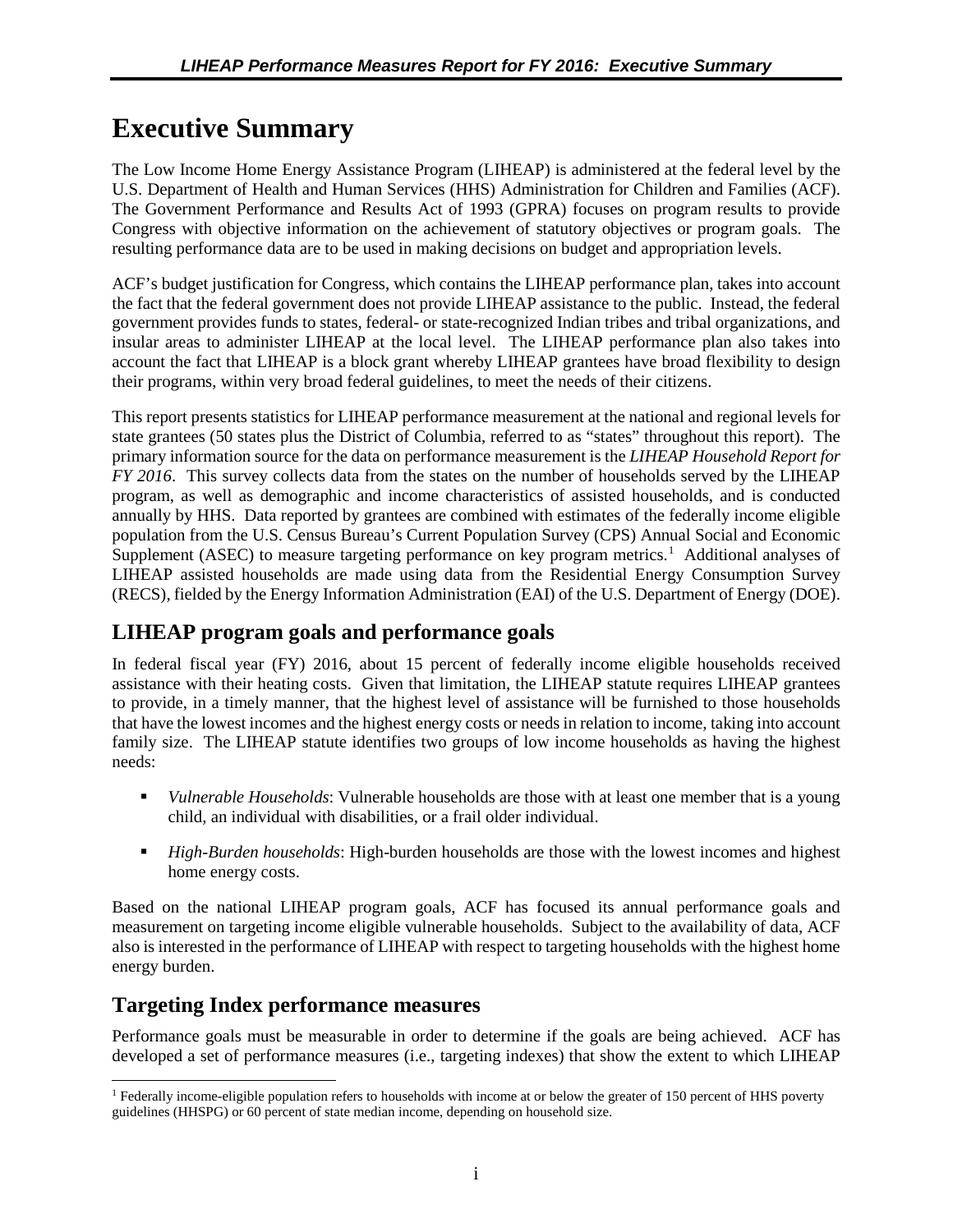# Executive Summary

The Low Income Home Energy Assistance Program (LIHEAP) is administered at the federal level by the U.S. Department of Health and Human Services (HHS) Administration for Children and Families (ACF). The Government Performance and Results Act of 1993 (GPRA) focuses on program results to provide Congress with objective information on the achievement of statutory objectives or program goals. The resulting performance data are to be used in making decisions on budget and appropriation levels.

ACF's budget justification for Congress, which contains the LIHEAP performance plan, takes into account the fact that the federal government does not provide LIHEAP assistance to the public. Instead, the federal government provides funds to states, federal- or state-recognized Indian tribes and tribal organizations, and insular areas to administer LIHEAP at the local level. The LIHEAP performance plan also takes into account the fact that LIHEAP is a block grant whereby LIHEAP grantees have broad flexibility to design their programs, within very broad federal guidelines, to meet the needs of their citizens.

This report presents statistics for LIHEAP performance measurement at the national and regional levels for state grantees (50 states plus the District of Columbia, referred to as "states" throughout this report). The primary information source for the data on performance measurement is the *LIHEAP Household Report for FY 2016*. This survey collects data from the states on the number of households served by the LIHEAP program, as well as demographic and income characteristics of assisted households, and is conducted annually by HHS. Data reported by grantees are combined with estimates of the federally income eligible population from the U.S. Census Bureau's Current Population Survey (CPS) Annual Social and Economic Supplement (ASEC) to measure targeting performance on key program metrics.[1] Additional analyses of LIHEAP assisted households are made using data from the Residential Energy Consumption Survey (RECS), fielded by the Energy Information Administration (EAI) of the U.S. Department of Energy (DOE).

## LIHEAP program goals and performance goals

In federal fiscal year (FY) 2016, about 15 percent of federally income eligible households received assistance with their heating costs. Given that limitation, the LIHEAP statute requires LIHEAP grantees to provide, in a timely manner, that the highest level of assistance will be furnished to those households that have the lowest incomes and the highest energy costs or needs in relation to income, taking into account family size. The LIHEAP statute identifies two groups of low income households as having the highest needs:

- *Vulnerable Households*: Vulnerable households are those with at least one member that is a young child, an individual with disabilities, or a frail older individual.
- *High-Burden households*: High-burden households are those with the lowest incomes and highest home energy costs.

Based on the national LIHEAP program goals, ACF has focused its annual performance goals and measurement on targeting income eligible vulnerable households. Subject to the availability of data, ACF also is interested in the performance of LIHEAP with respect to targeting households with the highest home energy burden.

## Targeting Index performance measures

Performance goals must be measurable in order to determine if the goals are being achieved. ACF has developed a set of performance measures (i.e., targeting indexes) that show the extent to which LIHEAP

[1] Federally income-eligible population refers to households with income at or below the greater of 150 percent of HHS poverty guidelines (HHSPG) or 60 percent of state median income, depending on household size.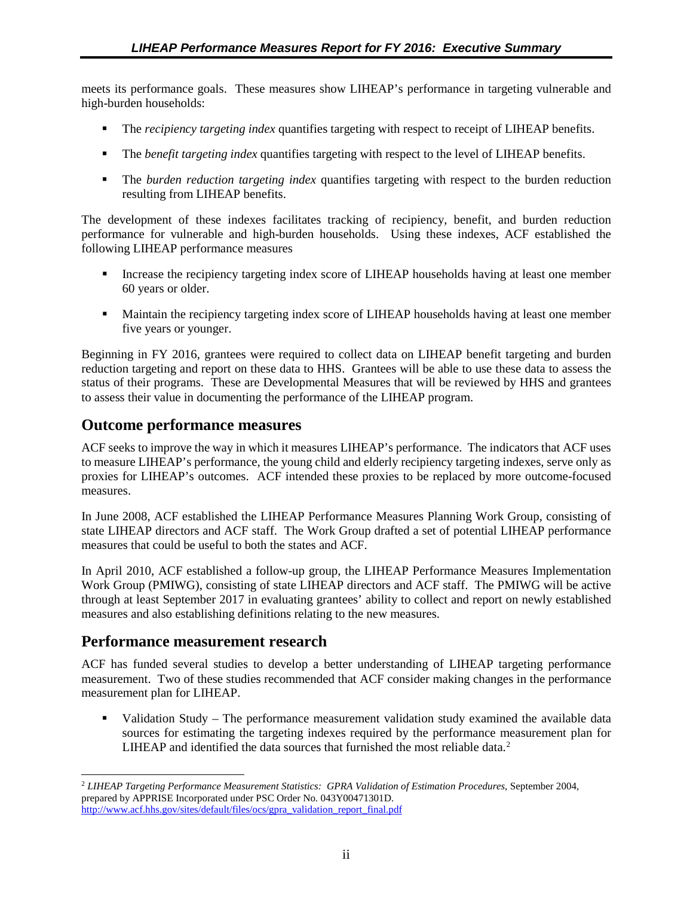meets its performance goals. These measures show LIHEAP's performance in targeting vulnerable and high-burden households:

- The *recipiency targeting index* quantifies targeting with respect to receipt of LIHEAP benefits.
- The *benefit targeting index* quantifies targeting with respect to the level of LIHEAP benefits.
- The *burden reduction targeting index* quantifies targeting with respect to the burden reduction resulting from LIHEAP benefits.

The development of these indexes facilitates tracking of recipiency, benefit, and burden reduction performance for vulnerable and high-burden households. Using these indexes, ACF established the following LIHEAP performance measures

- Increase the recipiency targeting index score of LIHEAP households having at least one member 60 years or older.
- Maintain the recipiency targeting index score of LIHEAP households having at least one member five years or younger.

Beginning in FY 2016, grantees were required to collect data on LIHEAP benefit targeting and burden reduction targeting and report on these data to HHS. Grantees will be able to use these data to assess the status of their programs. These are Developmental Measures that will be reviewed by HHS and grantees to assess their value in documenting the performance of the LIHEAP program.

## Outcome performance measures

ACF seeks to improve the way in which it measures LIHEAP's performance. The indicators that ACF uses to measure LIHEAP's performance, the young child and elderly recipiency targeting indexes, serve only as proxies for LIHEAP's outcomes. ACF intended these proxies to be replaced by more outcome-focused measures.

In June 2008, ACF established the LIHEAP Performance Measures Planning Work Group, consisting of state LIHEAP directors and ACF staff. The Work Group drafted a set of potential LIHEAP performance measures that could be useful to both the states and ACF.

In April 2010, ACF established a follow-up group, the LIHEAP Performance Measures Implementation Work Group (PMIWG), consisting of state LIHEAP directors and ACF staff. The PMIWG will be active through at least September 2017 in evaluating grantees' ability to collect and report on newly established measures and also establishing definitions relating to the new measures.

## Performance measurement research

ACF has funded several studies to develop a better understanding of LIHEAP targeting performance measurement. Two of these studies recommended that ACF consider making changes in the performance measurement plan for LIHEAP.

- Validation Study – The performance measurement validation study examined the available data sources for estimating the targeting indexes required by the performance measurement plan for LIHEAP and identified the data sources that furnished the most reliable data.[2]

---

[2] *LIHEAP Targeting Performance Measurement Statistics: GPRA Validation of Estimation Procedures*, September 2004, prepared by APPRISE Incorporated under PSC Order No. 043Y00471301D. http://www.acf.hhs.gov/sites/default/files/ocs/gpra_validation_report_final.pdf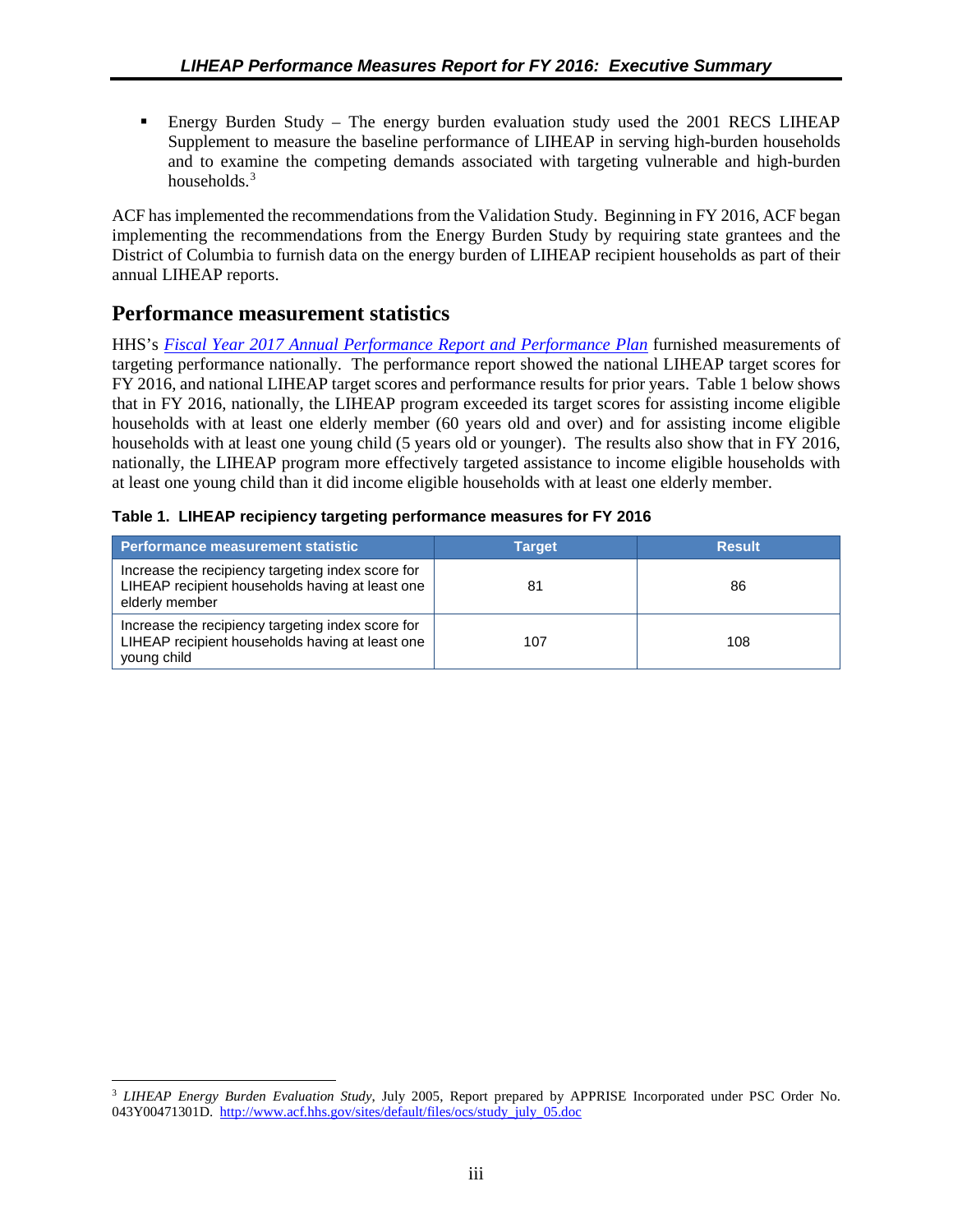- Energy Burden Study – The energy burden evaluation study used the 2001 RECS LIHEAP Supplement to measure the baseline performance of LIHEAP in serving high-burden households and to examine the competing demands associated with targeting vulnerable and high-burden households.[3]

ACF has implemented the recommendations from the Validation Study. Beginning in FY 2016, ACF began implementing the recommendations from the Energy Burden Study by requiring state grantees and the District of Columbia to furnish data on the energy burden of LIHEAP recipient households as part of their annual LIHEAP reports.

## Performance measurement statistics

HHS's *Fiscal Year 2017 Annual Performance Report and Performance Plan* furnished measurements of targeting performance nationally. The performance report showed the national LIHEAP target scores for FY 2016, and national LIHEAP target scores and performance results for prior years. Table 1 below shows that in FY 2016, nationally, the LIHEAP program exceeded its target scores for assisting income eligible households with at least one elderly member (60 years old and over) and for assisting income eligible households with at least one young child (5 years old or younger). The results also show that in FY 2016, nationally, the LIHEAP program more effectively targeted assistance to income eligible households with at least one young child than it did income eligible households with at least one elderly member.

**Table 1. LIHEAP recipiency targeting performance measures for FY 2016**

| Performance measurement statistic | Target | Result |
|---|---|---|
| Increase the recipiency targeting index score for LIHEAP recipient households having at least one elderly member | 81 | 86 |
| Increase the recipiency targeting index score for LIHEAP recipient households having at least one young child | 107 | 108 |

[3] *LIHEAP Energy Burden Evaluation Study*, July 2005, Report prepared by APPRISE Incorporated under PSC Order No. 043Y00471301D. http://www.acf.hhs.gov/sites/default/files/ocs/study_july_05.doc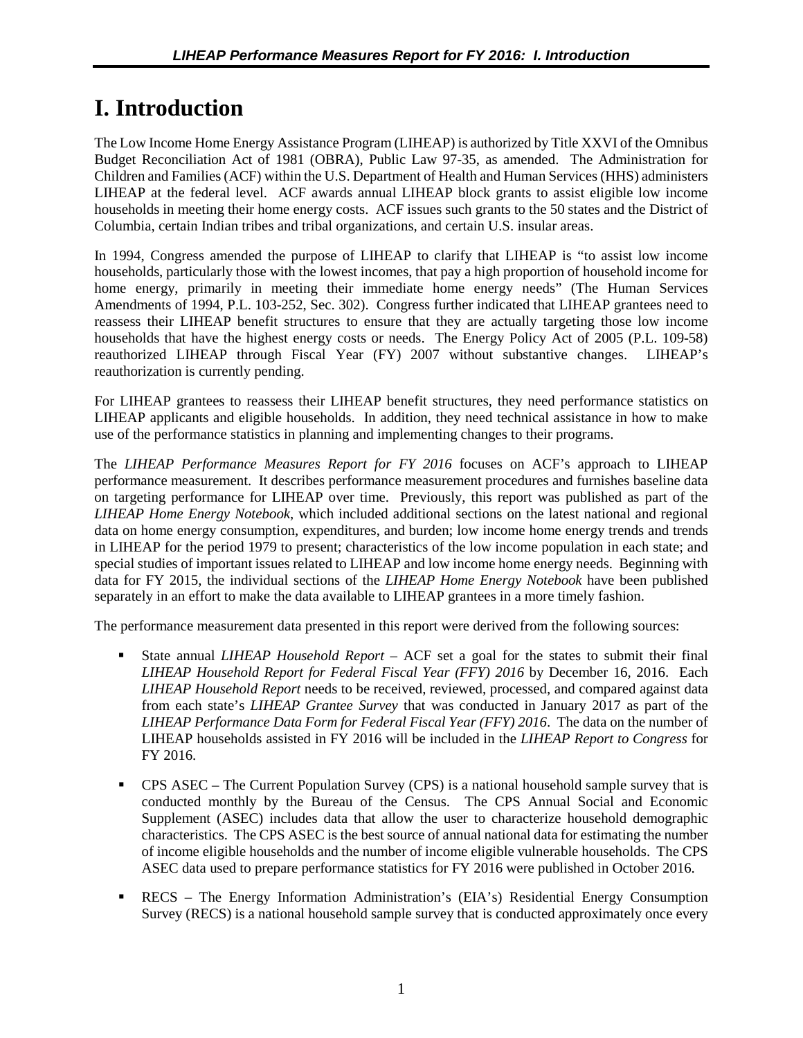# I. Introduction

The Low Income Home Energy Assistance Program (LIHEAP) is authorized by Title XXVI of the Omnibus Budget Reconciliation Act of 1981 (OBRA), Public Law 97-35, as amended. The Administration for Children and Families (ACF) within the U.S. Department of Health and Human Services (HHS) administers LIHEAP at the federal level. ACF awards annual LIHEAP block grants to assist eligible low income households in meeting their home energy costs. ACF issues such grants to the 50 states and the District of Columbia, certain Indian tribes and tribal organizations, and certain U.S. insular areas.

In 1994, Congress amended the purpose of LIHEAP to clarify that LIHEAP is "to assist low income households, particularly those with the lowest incomes, that pay a high proportion of household income for home energy, primarily in meeting their immediate home energy needs" (The Human Services Amendments of 1994, P.L. 103-252, Sec. 302). Congress further indicated that LIHEAP grantees need to reassess their LIHEAP benefit structures to ensure that they are actually targeting those low income households that have the highest energy costs or needs. The Energy Policy Act of 2005 (P.L. 109-58) reauthorized LIHEAP through Fiscal Year (FY) 2007 without substantive changes. LIHEAP's reauthorization is currently pending.

For LIHEAP grantees to reassess their LIHEAP benefit structures, they need performance statistics on LIHEAP applicants and eligible households. In addition, they need technical assistance in how to make use of the performance statistics in planning and implementing changes to their programs.

The *LIHEAP Performance Measures Report for FY 2016* focuses on ACF's approach to LIHEAP performance measurement. It describes performance measurement procedures and furnishes baseline data on targeting performance for LIHEAP over time. Previously, this report was published as part of the *LIHEAP Home Energy Notebook*, which included additional sections on the latest national and regional data on home energy consumption, expenditures, and burden; low income home energy trends and trends in LIHEAP for the period 1979 to present; characteristics of the low income population in each state; and special studies of important issues related to LIHEAP and low income home energy needs. Beginning with data for FY 2015, the individual sections of the *LIHEAP Home Energy Notebook* have been published separately in an effort to make the data available to LIHEAP grantees in a more timely fashion.

The performance measurement data presented in this report were derived from the following sources:

- State annual *LIHEAP Household Report* – ACF set a goal for the states to submit their final *LIHEAP Household Report for Federal Fiscal Year (FFY) 2016* by December 16, 2016. Each *LIHEAP Household Report* needs to be received, reviewed, processed, and compared against data from each state's *LIHEAP Grantee Survey* that was conducted in January 2017 as part of the *LIHEAP Performance Data Form for Federal Fiscal Year (FFY) 2016*. The data on the number of LIHEAP households assisted in FY 2016 will be included in the *LIHEAP Report to Congress* for FY 2016.

- CPS ASEC – The Current Population Survey (CPS) is a national household sample survey that is conducted monthly by the Bureau of the Census. The CPS Annual Social and Economic Supplement (ASEC) includes data that allow the user to characterize household demographic characteristics. The CPS ASEC is the best source of annual national data for estimating the number of income eligible households and the number of income eligible vulnerable households. The CPS ASEC data used to prepare performance statistics for FY 2016 were published in October 2016.

- RECS – The Energy Information Administration's (EIA's) Residential Energy Consumption Survey (RECS) is a national household sample survey that is conducted approximately once every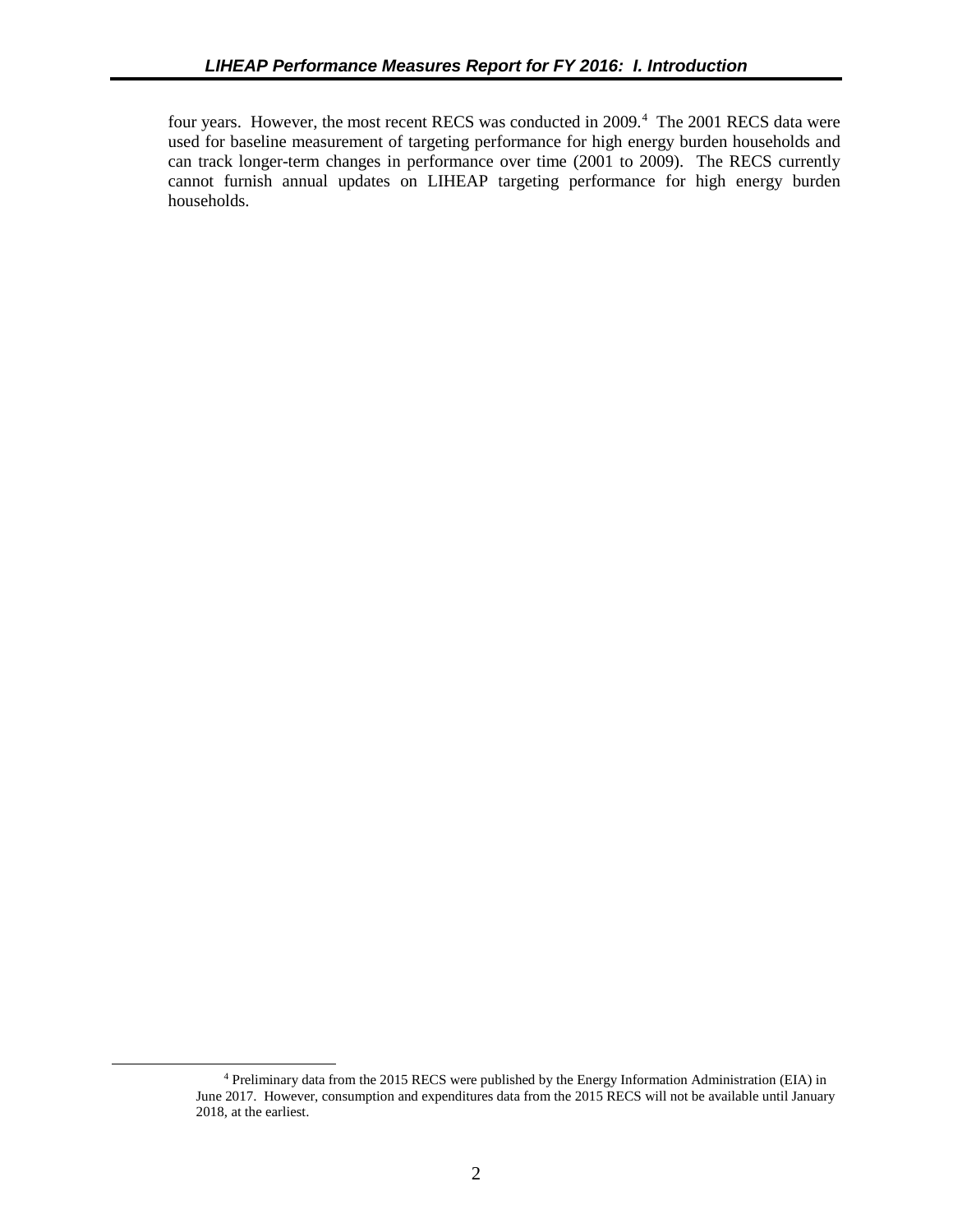four years. However, the most recent RECS was conducted in 2009.[4] The 2001 RECS data were used for baseline measurement of targeting performance for high energy burden households and can track longer-term changes in performance over time (2001 to 2009). The RECS currently cannot furnish annual updates on LIHEAP targeting performance for high energy burden households.

[4] Preliminary data from the 2015 RECS were published by the Energy Information Administration (EIA) in June 2017. However, consumption and expenditures data from the 2015 RECS will not be available until January 2018, at the earliest.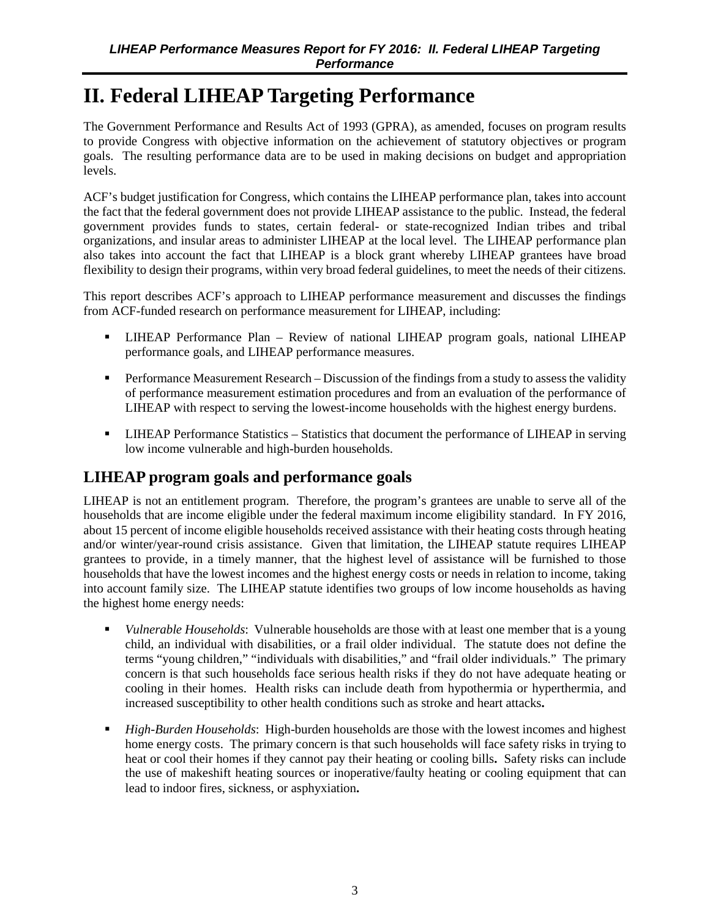# II. Federal LIHEAP Targeting Performance

The Government Performance and Results Act of 1993 (GPRA), as amended, focuses on program results to provide Congress with objective information on the achievement of statutory objectives or program goals. The resulting performance data are to be used in making decisions on budget and appropriation levels.

ACF's budget justification for Congress, which contains the LIHEAP performance plan, takes into account the fact that the federal government does not provide LIHEAP assistance to the public. Instead, the federal government provides funds to states, certain federal- or state-recognized Indian tribes and tribal organizations, and insular areas to administer LIHEAP at the local level. The LIHEAP performance plan also takes into account the fact that LIHEAP is a block grant whereby LIHEAP grantees have broad flexibility to design their programs, within very broad federal guidelines, to meet the needs of their citizens.

This report describes ACF's approach to LIHEAP performance measurement and discusses the findings from ACF-funded research on performance measurement for LIHEAP, including:

- LIHEAP Performance Plan – Review of national LIHEAP program goals, national LIHEAP performance goals, and LIHEAP performance measures.
- Performance Measurement Research – Discussion of the findings from a study to assess the validity of performance measurement estimation procedures and from an evaluation of the performance of LIHEAP with respect to serving the lowest-income households with the highest energy burdens.
- LIHEAP Performance Statistics – Statistics that document the performance of LIHEAP in serving low income vulnerable and high-burden households.

## LIHEAP program goals and performance goals

LIHEAP is not an entitlement program. Therefore, the program's grantees are unable to serve all of the households that are income eligible under the federal maximum income eligibility standard. In FY 2016, about 15 percent of income eligible households received assistance with their heating costs through heating and/or winter/year-round crisis assistance. Given that limitation, the LIHEAP statute requires LIHEAP grantees to provide, in a timely manner, that the highest level of assistance will be furnished to those households that have the lowest incomes and the highest energy costs or needs in relation to income, taking into account family size. The LIHEAP statute identifies two groups of low income households as having the highest home energy needs:

- *Vulnerable Households*: Vulnerable households are those with at least one member that is a young child, an individual with disabilities, or a frail older individual. The statute does not define the terms "young children," "individuals with disabilities," and "frail older individuals." The primary concern is that such households face serious health risks if they do not have adequate heating or cooling in their homes. Health risks can include death from hypothermia or hyperthermia, and increased susceptibility to other health conditions such as stroke and heart attacks.
- *High-Burden Households*: High-burden households are those with the lowest incomes and highest home energy costs. The primary concern is that such households will face safety risks in trying to heat or cool their homes if they cannot pay their heating or cooling bills. Safety risks can include the use of makeshift heating sources or inoperative/faulty heating or cooling equipment that can lead to indoor fires, sickness, or asphyxiation.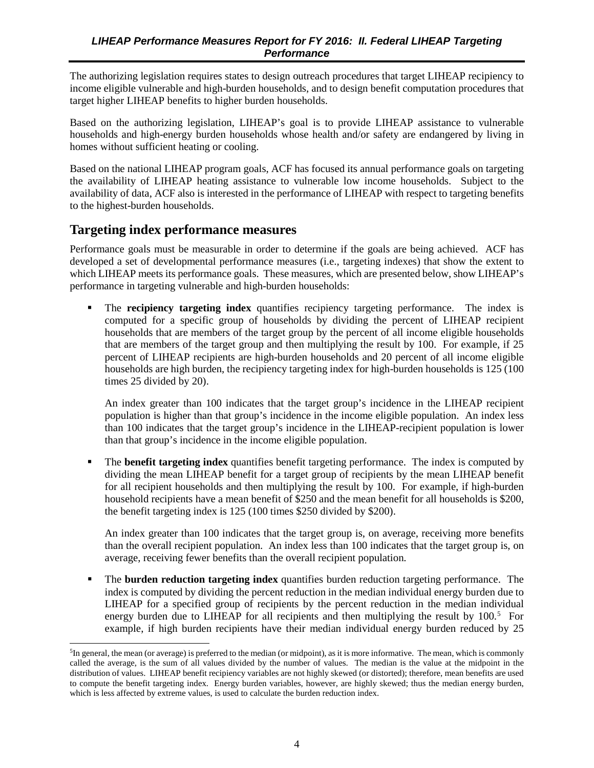The authorizing legislation requires states to design outreach procedures that target LIHEAP recipiency to income eligible vulnerable and high-burden households, and to design benefit computation procedures that target higher LIHEAP benefits to higher burden households.

Based on the authorizing legislation, LIHEAP's goal is to provide LIHEAP assistance to vulnerable households and high-energy burden households whose health and/or safety are endangered by living in homes without sufficient heating or cooling.

Based on the national LIHEAP program goals, ACF has focused its annual performance goals on targeting the availability of LIHEAP heating assistance to vulnerable low income households. Subject to the availability of data, ACF also is interested in the performance of LIHEAP with respect to targeting benefits to the highest-burden households.

## Targeting index performance measures

Performance goals must be measurable in order to determine if the goals are being achieved. ACF has developed a set of developmental performance measures (i.e., targeting indexes) that show the extent to which LIHEAP meets its performance goals. These measures, which are presented below, show LIHEAP's performance in targeting vulnerable and high-burden households:

- The **recipiency targeting index** quantifies recipiency targeting performance. The index is computed for a specific group of households by dividing the percent of LIHEAP recipient households that are members of the target group by the percent of all income eligible households that are members of the target group and then multiplying the result by 100. For example, if 25 percent of LIHEAP recipients are high-burden households and 20 percent of all income eligible households are high burden, the recipiency targeting index for high-burden households is 125 (100 times 25 divided by 20).

  An index greater than 100 indicates that the target group's incidence in the LIHEAP recipient population is higher than that group's incidence in the income eligible population. An index less than 100 indicates that the target group's incidence in the LIHEAP-recipient population is lower than that group's incidence in the income eligible population.

- The **benefit targeting index** quantifies benefit targeting performance. The index is computed by dividing the mean LIHEAP benefit for a target group of recipients by the mean LIHEAP benefit for all recipient households and then multiplying the result by 100. For example, if high-burden household recipients have a mean benefit of $250 and the mean benefit for all households is $200, the benefit targeting index is 125 (100 times $250 divided by $200).

  An index greater than 100 indicates that the target group is, on average, receiving more benefits than the overall recipient population. An index less than 100 indicates that the target group is, on average, receiving fewer benefits than the overall recipient population.

- The **burden reduction targeting index** quantifies burden reduction targeting performance. The index is computed by dividing the percent reduction in the median individual energy burden due to LIHEAP for a specified group of recipients by the percent reduction in the median individual energy burden due to LIHEAP for all recipients and then multiplying the result by 100.[5] For example, if high burden recipients have their median individual energy burden reduced by 25

[5] In general, the mean (or average) is preferred to the median (or midpoint), as it is more informative. The mean, which is commonly called the average, is the sum of all values divided by the number of values. The median is the value at the midpoint in the distribution of values. LIHEAP benefit recipiency variables are not highly skewed (or distorted); therefore, mean benefits are used to compute the benefit targeting index. Energy burden variables, however, are highly skewed; thus the median energy burden, which is less affected by extreme values, is used to calculate the burden reduction index.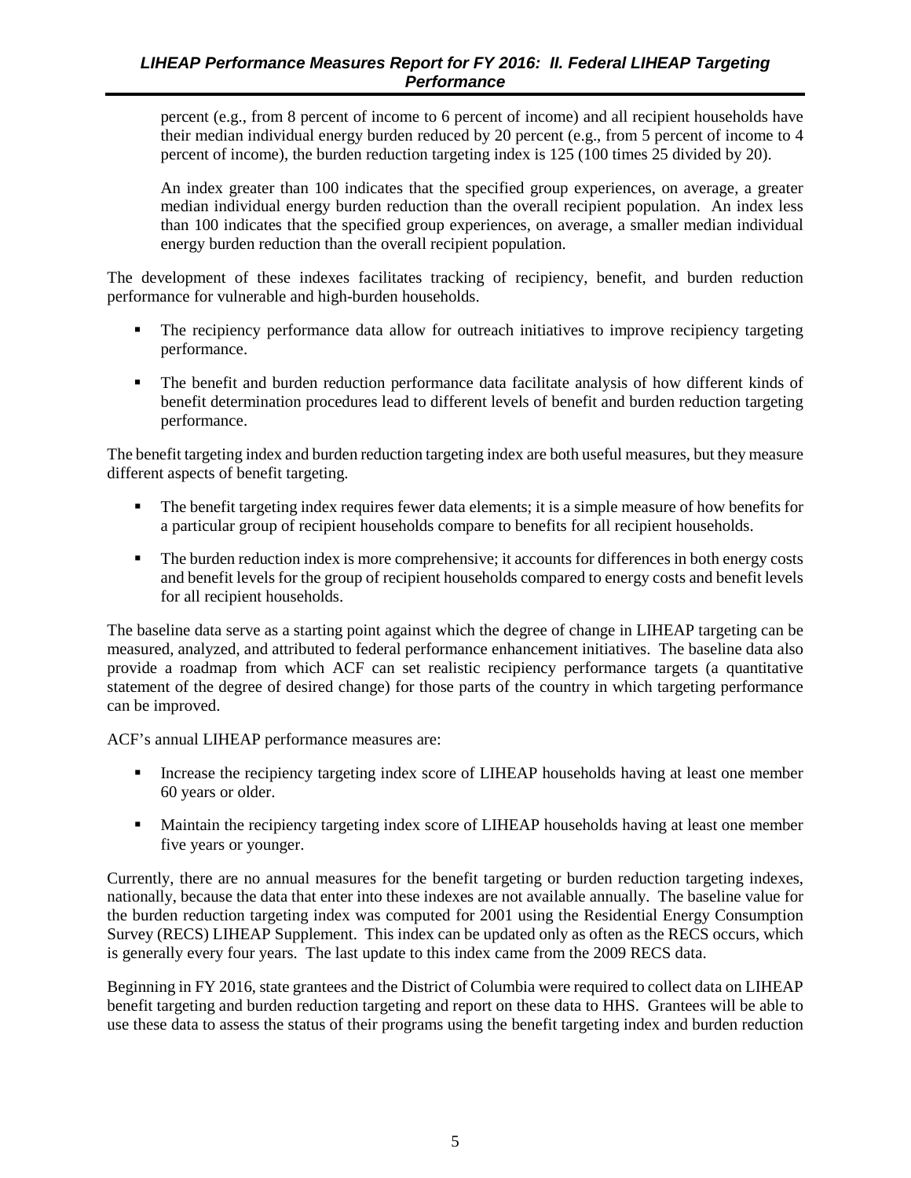percent (e.g., from 8 percent of income to 6 percent of income) and all recipient households have their median individual energy burden reduced by 20 percent (e.g., from 5 percent of income to 4 percent of income), the burden reduction targeting index is 125 (100 times 25 divided by 20).

An index greater than 100 indicates that the specified group experiences, on average, a greater median individual energy burden reduction than the overall recipient population. An index less than 100 indicates that the specified group experiences, on average, a smaller median individual energy burden reduction than the overall recipient population.

The development of these indexes facilitates tracking of recipiency, benefit, and burden reduction performance for vulnerable and high-burden households.

- The recipiency performance data allow for outreach initiatives to improve recipiency targeting performance.
- The benefit and burden reduction performance data facilitate analysis of how different kinds of benefit determination procedures lead to different levels of benefit and burden reduction targeting performance.

The benefit targeting index and burden reduction targeting index are both useful measures, but they measure different aspects of benefit targeting.

- The benefit targeting index requires fewer data elements; it is a simple measure of how benefits for a particular group of recipient households compare to benefits for all recipient households.
- The burden reduction index is more comprehensive; it accounts for differences in both energy costs and benefit levels for the group of recipient households compared to energy costs and benefit levels for all recipient households.

The baseline data serve as a starting point against which the degree of change in LIHEAP targeting can be measured, analyzed, and attributed to federal performance enhancement initiatives. The baseline data also provide a roadmap from which ACF can set realistic recipiency performance targets (a quantitative statement of the degree of desired change) for those parts of the country in which targeting performance can be improved.

ACF's annual LIHEAP performance measures are:

- Increase the recipiency targeting index score of LIHEAP households having at least one member 60 years or older.
- Maintain the recipiency targeting index score of LIHEAP households having at least one member five years or younger.

Currently, there are no annual measures for the benefit targeting or burden reduction targeting indexes, nationally, because the data that enter into these indexes are not available annually. The baseline value for the burden reduction targeting index was computed for 2001 using the Residential Energy Consumption Survey (RECS) LIHEAP Supplement. This index can be updated only as often as the RECS occurs, which is generally every four years. The last update to this index came from the 2009 RECS data.

Beginning in FY 2016, state grantees and the District of Columbia were required to collect data on LIHEAP benefit targeting and burden reduction targeting and report on these data to HHS. Grantees will be able to use these data to assess the status of their programs using the benefit targeting index and burden reduction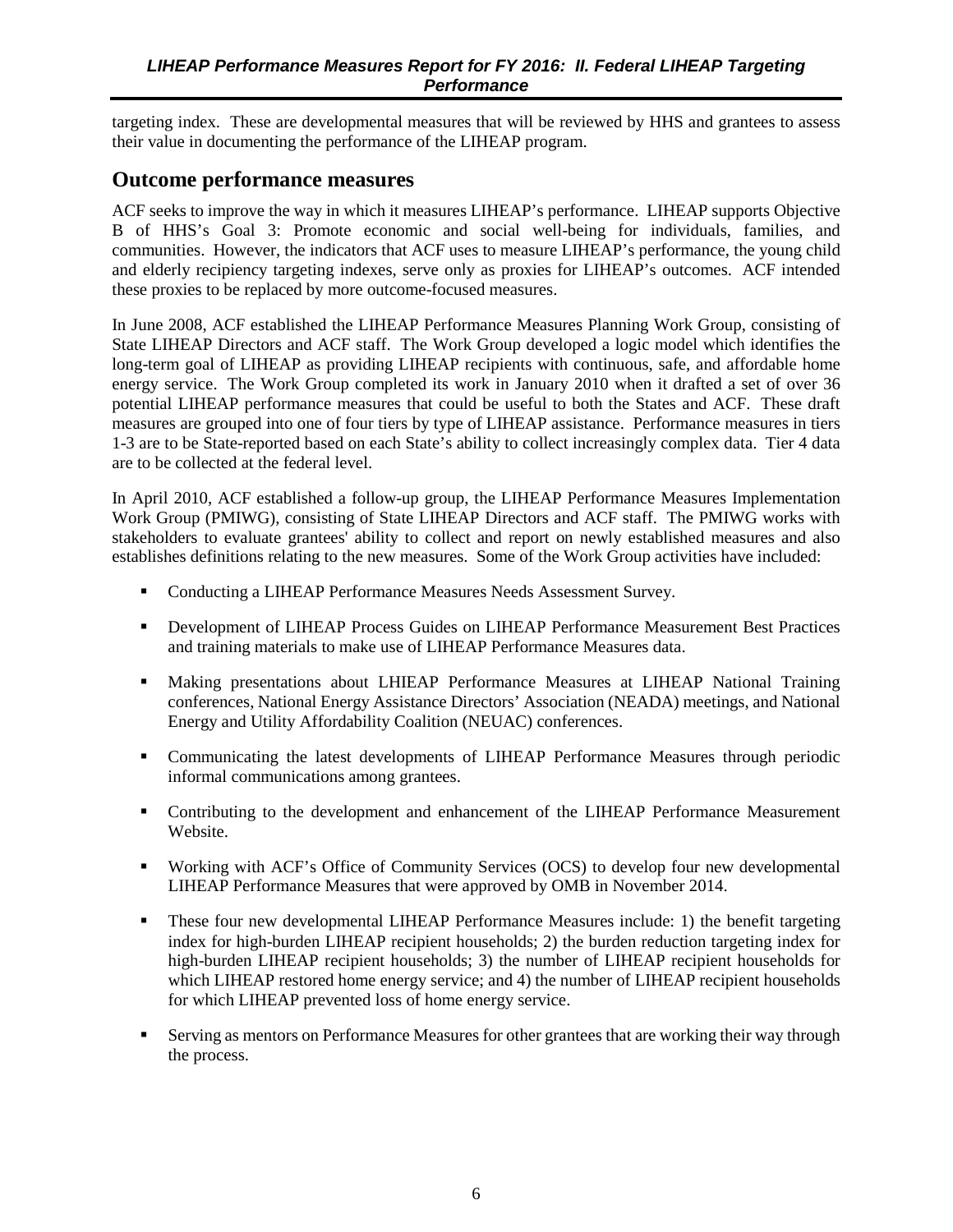targeting index. These are developmental measures that will be reviewed by HHS and grantees to assess their value in documenting the performance of the LIHEAP program.

## Outcome performance measures

ACF seeks to improve the way in which it measures LIHEAP's performance. LIHEAP supports Objective B of HHS's Goal 3: Promote economic and social well-being for individuals, families, and communities. However, the indicators that ACF uses to measure LIHEAP's performance, the young child and elderly recipiency targeting indexes, serve only as proxies for LIHEAP's outcomes. ACF intended these proxies to be replaced by more outcome-focused measures.

In June 2008, ACF established the LIHEAP Performance Measures Planning Work Group, consisting of State LIHEAP Directors and ACF staff. The Work Group developed a logic model which identifies the long-term goal of LIHEAP as providing LIHEAP recipients with continuous, safe, and affordable home energy service. The Work Group completed its work in January 2010 when it drafted a set of over 36 potential LIHEAP performance measures that could be useful to both the States and ACF. These draft measures are grouped into one of four tiers by type of LIHEAP assistance. Performance measures in tiers 1-3 are to be State-reported based on each State's ability to collect increasingly complex data. Tier 4 data are to be collected at the federal level.

In April 2010, ACF established a follow-up group, the LIHEAP Performance Measures Implementation Work Group (PMIWG), consisting of State LIHEAP Directors and ACF staff. The PMIWG works with stakeholders to evaluate grantees' ability to collect and report on newly established measures and also establishes definitions relating to the new measures. Some of the Work Group activities have included:

- Conducting a LIHEAP Performance Measures Needs Assessment Survey.
- Development of LIHEAP Process Guides on LIHEAP Performance Measurement Best Practices and training materials to make use of LIHEAP Performance Measures data.
- Making presentations about LHIEAP Performance Measures at LIHEAP National Training conferences, National Energy Assistance Directors' Association (NEADA) meetings, and National Energy and Utility Affordability Coalition (NEUAC) conferences.
- Communicating the latest developments of LIHEAP Performance Measures through periodic informal communications among grantees.
- Contributing to the development and enhancement of the LIHEAP Performance Measurement Website.
- Working with ACF's Office of Community Services (OCS) to develop four new developmental LIHEAP Performance Measures that were approved by OMB in November 2014.
- These four new developmental LIHEAP Performance Measures include: 1) the benefit targeting index for high-burden LIHEAP recipient households; 2) the burden reduction targeting index for high-burden LIHEAP recipient households; 3) the number of LIHEAP recipient households for which LIHEAP restored home energy service; and 4) the number of LIHEAP recipient households for which LIHEAP prevented loss of home energy service.
- Serving as mentors on Performance Measures for other grantees that are working their way through the process.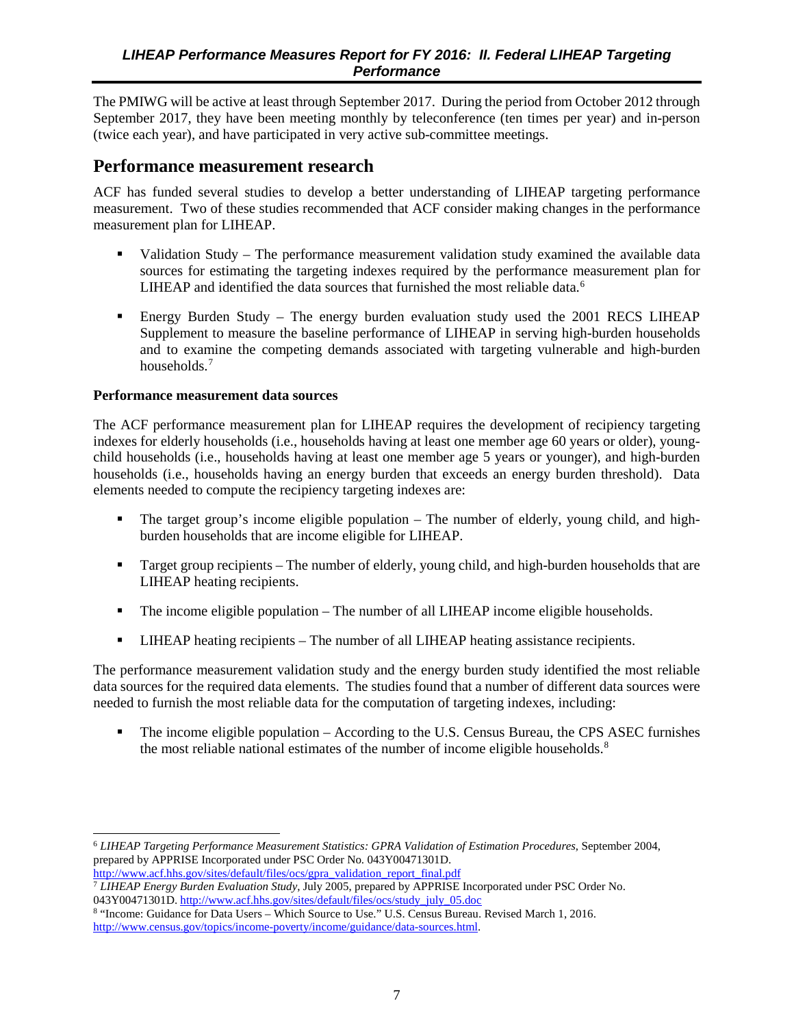The PMIWG will be active at least through September 2017. During the period from October 2012 through September 2017, they have been meeting monthly by teleconference (ten times per year) and in-person (twice each year), and have participated in very active sub-committee meetings.

## Performance measurement research

ACF has funded several studies to develop a better understanding of LIHEAP targeting performance measurement. Two of these studies recommended that ACF consider making changes in the performance measurement plan for LIHEAP.

- Validation Study – The performance measurement validation study examined the available data sources for estimating the targeting indexes required by the performance measurement plan for LIHEAP and identified the data sources that furnished the most reliable data.[6]
- Energy Burden Study – The energy burden evaluation study used the 2001 RECS LIHEAP Supplement to measure the baseline performance of LIHEAP in serving high-burden households and to examine the competing demands associated with targeting vulnerable and high-burden households.[7]

**Performance measurement data sources**

The ACF performance measurement plan for LIHEAP requires the development of recipiency targeting indexes for elderly households (i.e., households having at least one member age 60 years or older), young-child households (i.e., households having at least one member age 5 years or younger), and high-burden households (i.e., households having an energy burden that exceeds an energy burden threshold). Data elements needed to compute the recipiency targeting indexes are:

- The target group's income eligible population – The number of elderly, young child, and high-burden households that are income eligible for LIHEAP.
- Target group recipients – The number of elderly, young child, and high-burden households that are LIHEAP heating recipients.
- The income eligible population – The number of all LIHEAP income eligible households.
- LIHEAP heating recipients – The number of all LIHEAP heating assistance recipients.

The performance measurement validation study and the energy burden study identified the most reliable data sources for the required data elements. The studies found that a number of different data sources were needed to furnish the most reliable data for the computation of targeting indexes, including:

- The income eligible population – According to the U.S. Census Bureau, the CPS ASEC furnishes the most reliable national estimates of the number of income eligible households.[8]

---

[6] *LIHEAP Targeting Performance Measurement Statistics: GPRA Validation of Estimation Procedures*, September 2004, prepared by APPRISE Incorporated under PSC Order No. 043Y00471301D. http://www.acf.hhs.gov/sites/default/files/ocs/gpra_validation_report_final.pdf

[7] *LIHEAP Energy Burden Evaluation Study*, July 2005, prepared by APPRISE Incorporated under PSC Order No. 043Y00471301D. http://www.acf.hhs.gov/sites/default/files/ocs/study_july_05.doc

[8] "Income: Guidance for Data Users – Which Source to Use." U.S. Census Bureau. Revised March 1, 2016. http://www.census.gov/topics/income-poverty/income/guidance/data-sources.html.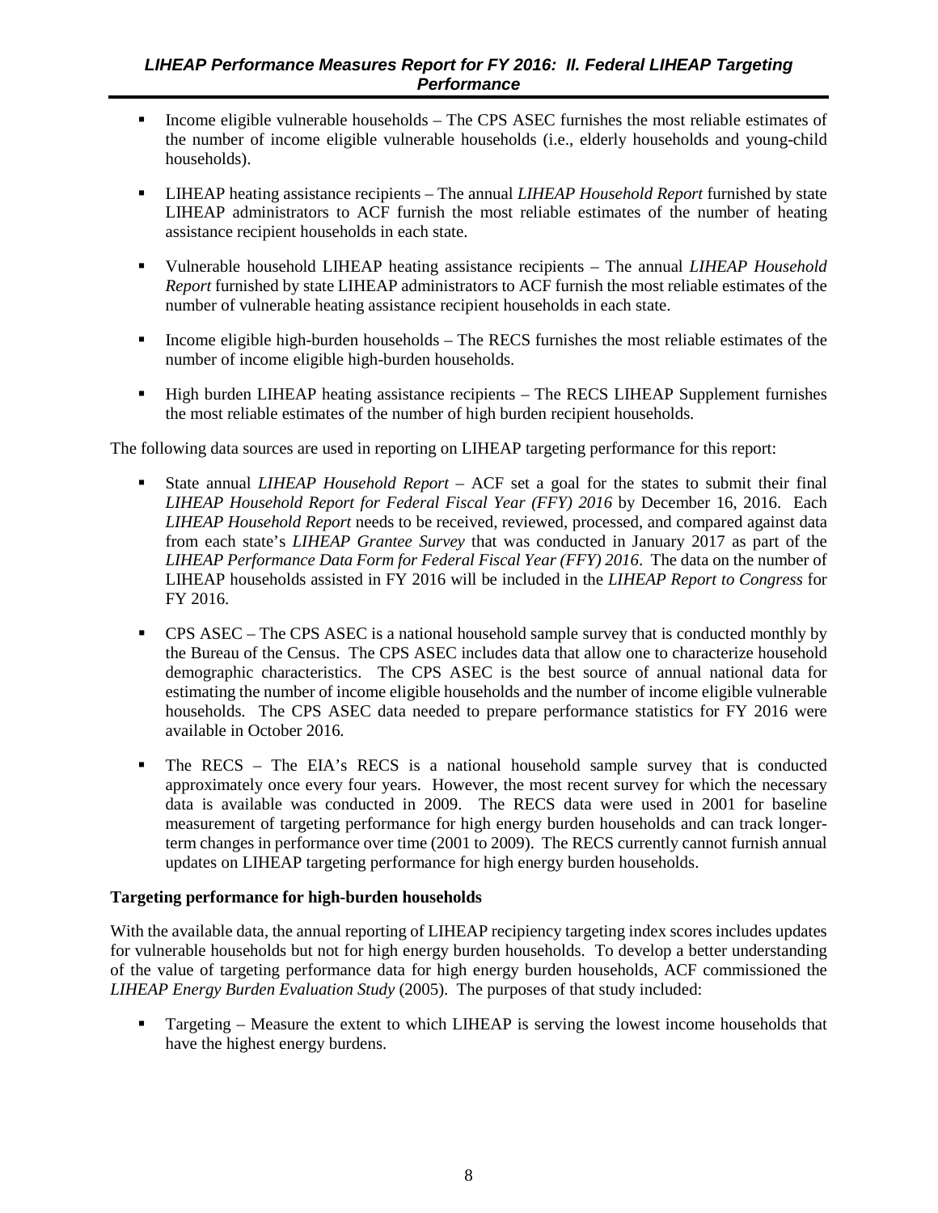- Income eligible vulnerable households – The CPS ASEC furnishes the most reliable estimates of the number of income eligible vulnerable households (i.e., elderly households and young-child households).

- LIHEAP heating assistance recipients – The annual *LIHEAP Household Report* furnished by state LIHEAP administrators to ACF furnish the most reliable estimates of the number of heating assistance recipient households in each state.

- Vulnerable household LIHEAP heating assistance recipients – The annual *LIHEAP Household Report* furnished by state LIHEAP administrators to ACF furnish the most reliable estimates of the number of vulnerable heating assistance recipient households in each state.

- Income eligible high-burden households – The RECS furnishes the most reliable estimates of the number of income eligible high-burden households.

- High burden LIHEAP heating assistance recipients – The RECS LIHEAP Supplement furnishes the most reliable estimates of the number of high burden recipient households.

The following data sources are used in reporting on LIHEAP targeting performance for this report:

- State annual *LIHEAP Household Report* – ACF set a goal for the states to submit their final *LIHEAP Household Report for Federal Fiscal Year (FFY) 2016* by December 16, 2016. Each *LIHEAP Household Report* needs to be received, reviewed, processed, and compared against data from each state's *LIHEAP Grantee Survey* that was conducted in January 2017 as part of the *LIHEAP Performance Data Form for Federal Fiscal Year (FFY) 2016*. The data on the number of LIHEAP households assisted in FY 2016 will be included in the *LIHEAP Report to Congress* for FY 2016.

- CPS ASEC – The CPS ASEC is a national household sample survey that is conducted monthly by the Bureau of the Census. The CPS ASEC includes data that allow one to characterize household demographic characteristics. The CPS ASEC is the best source of annual national data for estimating the number of income eligible households and the number of income eligible vulnerable households. The CPS ASEC data needed to prepare performance statistics for FY 2016 were available in October 2016.

- The RECS – The EIA's RECS is a national household sample survey that is conducted approximately once every four years. However, the most recent survey for which the necessary data is available was conducted in 2009. The RECS data were used in 2001 for baseline measurement of targeting performance for high energy burden households and can track longer-term changes in performance over time (2001 to 2009). The RECS currently cannot furnish annual updates on LIHEAP targeting performance for high energy burden households.

**Targeting performance for high-burden households**

With the available data, the annual reporting of LIHEAP recipiency targeting index scores includes updates for vulnerable households but not for high energy burden households. To develop a better understanding of the value of targeting performance data for high energy burden households, ACF commissioned the *LIHEAP Energy Burden Evaluation Study* (2005). The purposes of that study included:

- Targeting – Measure the extent to which LIHEAP is serving the lowest income households that have the highest energy burdens.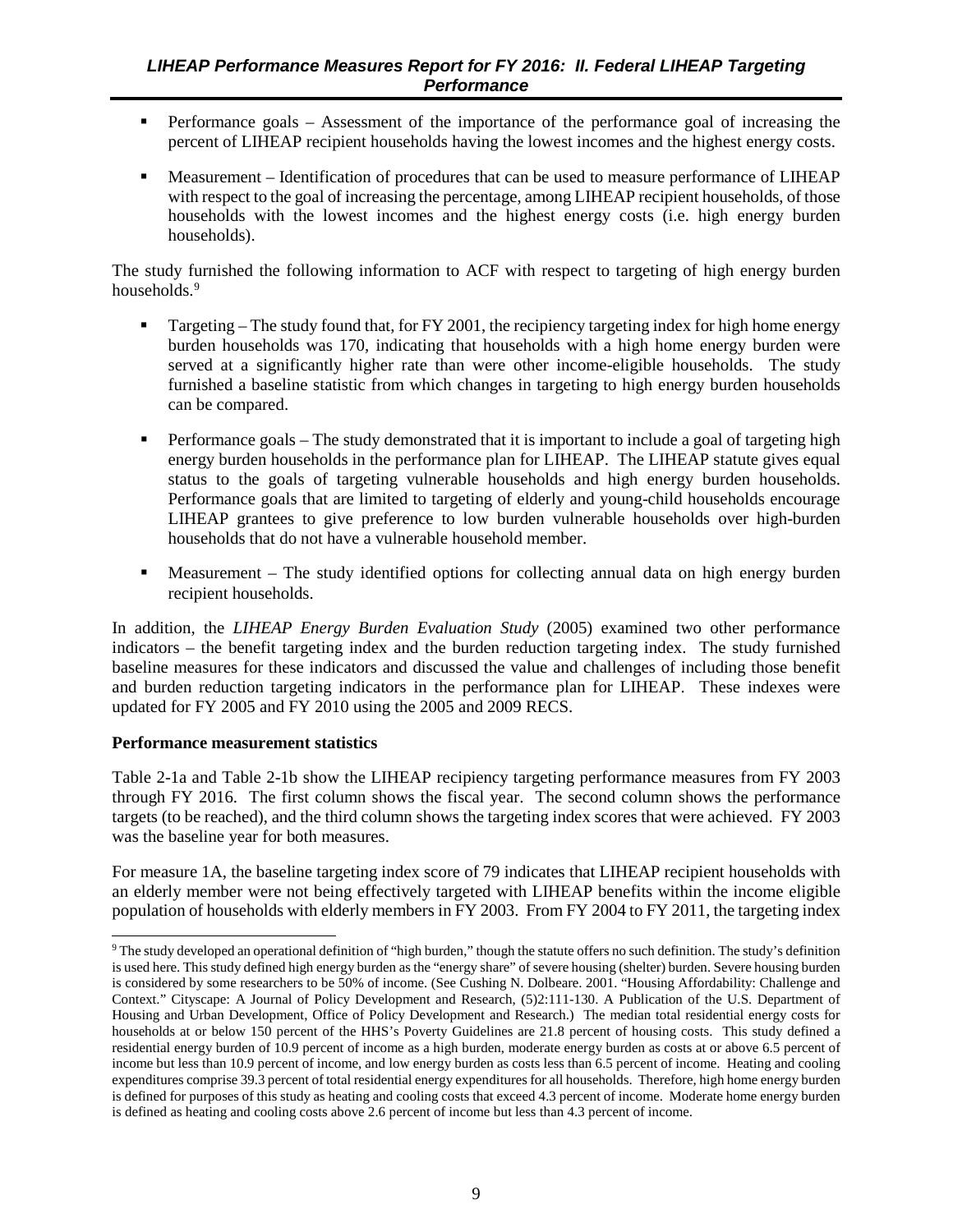- Performance goals – Assessment of the importance of the performance goal of increasing the percent of LIHEAP recipient households having the lowest incomes and the highest energy costs.
- Measurement – Identification of procedures that can be used to measure performance of LIHEAP with respect to the goal of increasing the percentage, among LIHEAP recipient households, of those households with the lowest incomes and the highest energy costs (i.e. high energy burden households).

The study furnished the following information to ACF with respect to targeting of high energy burden households.[9]

- Targeting – The study found that, for FY 2001, the recipiency targeting index for high home energy burden households was 170, indicating that households with a high home energy burden were served at a significantly higher rate than were other income-eligible households. The study furnished a baseline statistic from which changes in targeting to high energy burden households can be compared.
- Performance goals – The study demonstrated that it is important to include a goal of targeting high energy burden households in the performance plan for LIHEAP. The LIHEAP statute gives equal status to the goals of targeting vulnerable households and high energy burden households. Performance goals that are limited to targeting of elderly and young-child households encourage LIHEAP grantees to give preference to low burden vulnerable households over high-burden households that do not have a vulnerable household member.
- Measurement – The study identified options for collecting annual data on high energy burden recipient households.

In addition, the *LIHEAP Energy Burden Evaluation Study* (2005) examined two other performance indicators – the benefit targeting index and the burden reduction targeting index. The study furnished baseline measures for these indicators and discussed the value and challenges of including those benefit and burden reduction targeting indicators in the performance plan for LIHEAP. These indexes were updated for FY 2005 and FY 2010 using the 2005 and 2009 RECS.

**Performance measurement statistics**

Table 2-1a and Table 2-1b show the LIHEAP recipiency targeting performance measures from FY 2003 through FY 2016. The first column shows the fiscal year. The second column shows the performance targets (to be reached), and the third column shows the targeting index scores that were achieved. FY 2003 was the baseline year for both measures.

For measure 1A, the baseline targeting index score of 79 indicates that LIHEAP recipient households with an elderly member were not being effectively targeted with LIHEAP benefits within the income eligible population of households with elderly members in FY 2003. From FY 2004 to FY 2011, the targeting index

---

[9] The study developed an operational definition of "high burden," though the statute offers no such definition. The study's definition is used here. This study defined high energy burden as the "energy share" of severe housing (shelter) burden. Severe housing burden is considered by some researchers to be 50% of income. (See Cushing N. Dolbeare. 2001. "Housing Affordability: Challenge and Context." Cityscape: A Journal of Policy Development and Research, (5)2:111-130. A Publication of the U.S. Department of Housing and Urban Development, Office of Policy Development and Research.) The median total residential energy costs for households at or below 150 percent of the HHS's Poverty Guidelines are 21.8 percent of housing costs. This study defined a residential energy burden of 10.9 percent of income as a high burden, moderate energy burden as costs at or above 6.5 percent of income but less than 10.9 percent of income, and low energy burden as costs less than 6.5 percent of income. Heating and cooling expenditures comprise 39.3 percent of total residential energy expenditures for all households. Therefore, high home energy burden is defined for purposes of this study as heating and cooling costs that exceed 4.3 percent of income. Moderate home energy burden is defined as heating and cooling costs above 2.6 percent of income but less than 4.3 percent of income.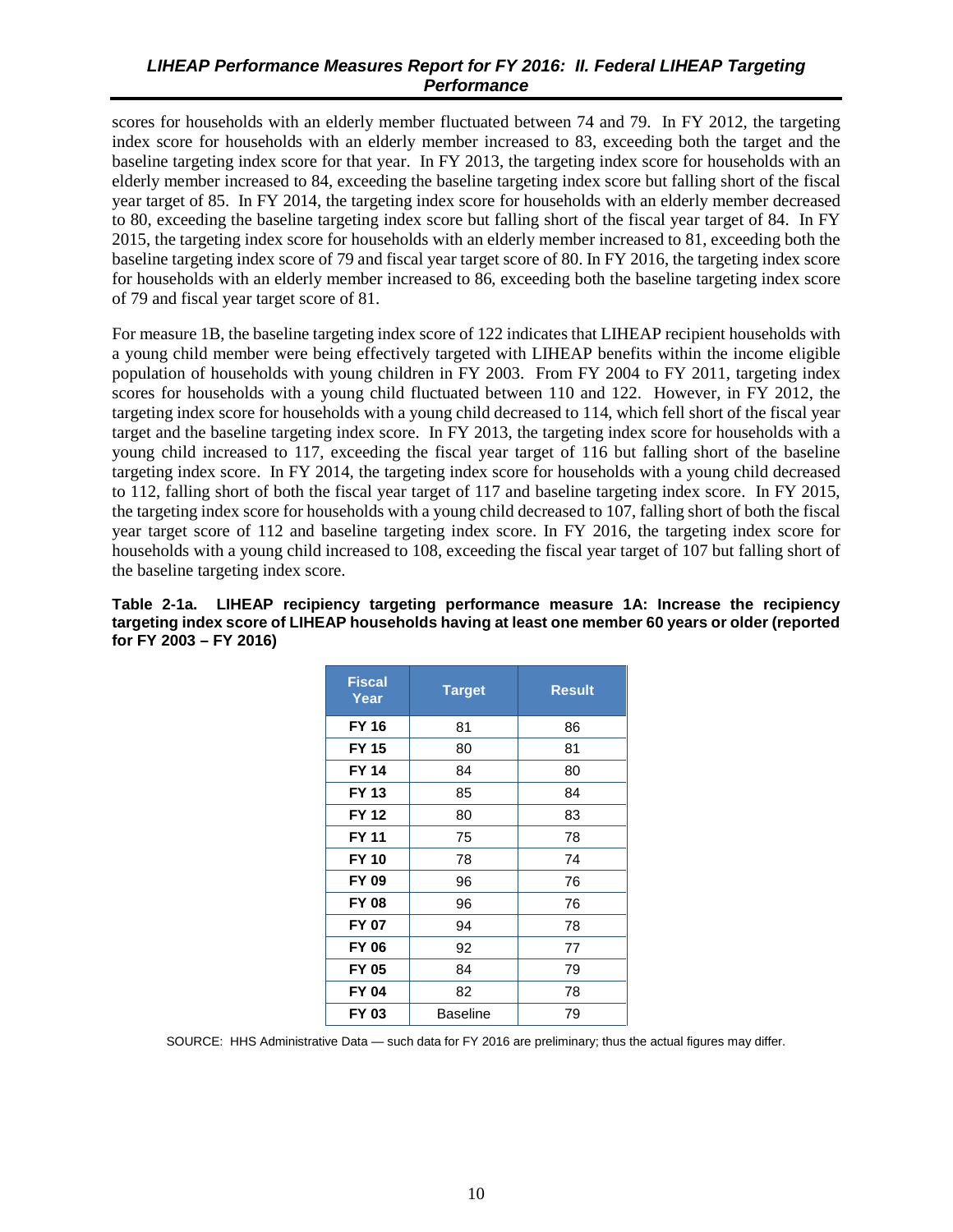scores for households with an elderly member fluctuated between 74 and 79. In FY 2012, the targeting index score for households with an elderly member increased to 83, exceeding both the target and the baseline targeting index score for that year. In FY 2013, the targeting index score for households with an elderly member increased to 84, exceeding the baseline targeting index score but falling short of the fiscal year target of 85. In FY 2014, the targeting index score for households with an elderly member decreased to 80, exceeding the baseline targeting index score but falling short of the fiscal year target of 84. In FY 2015, the targeting index score for households with an elderly member increased to 81, exceeding both the baseline targeting index score of 79 and fiscal year target score of 80. In FY 2016, the targeting index score for households with an elderly member increased to 86, exceeding both the baseline targeting index score of 79 and fiscal year target score of 81.

For measure 1B, the baseline targeting index score of 122 indicates that LIHEAP recipient households with a young child member were being effectively targeted with LIHEAP benefits within the income eligible population of households with young children in FY 2003. From FY 2004 to FY 2011, targeting index scores for households with a young child fluctuated between 110 and 122. However, in FY 2012, the targeting index score for households with a young child decreased to 114, which fell short of the fiscal year target and the baseline targeting index score. In FY 2013, the targeting index score for households with a young child increased to 117, exceeding the fiscal year target of 116 but falling short of the baseline targeting index score. In FY 2014, the targeting index score for households with a young child decreased to 112, falling short of both the fiscal year target of 117 and baseline targeting index score. In FY 2015, the targeting index score for households with a young child decreased to 107, falling short of both the fiscal year target score of 112 and baseline targeting index score. In FY 2016, the targeting index score for households with a young child increased to 108, exceeding the fiscal year target of 107 but falling short of the baseline targeting index score.

**Table 2-1a. LIHEAP recipiency targeting performance measure 1A: Increase the recipiency targeting index score of LIHEAP households having at least one member 60 years or older (reported for FY 2003 – FY 2016)**

| Fiscal Year | Target | Result |
|---|---|---|
| **FY 16** | 81 | 86 |
| **FY 15** | 80 | 81 |
| **FY 14** | 84 | 80 |
| **FY 13** | 85 | 84 |
| **FY 12** | 80 | 83 |
| **FY 11** | 75 | 78 |
| **FY 10** | 78 | 74 |
| **FY 09** | 96 | 76 |
| **FY 08** | 96 | 76 |
| **FY 07** | 94 | 78 |
| **FY 06** | 92 | 77 |
| **FY 05** | 84 | 79 |
| **FY 04** | 82 | 78 |
| **FY 03** | Baseline | 79 |

SOURCE: HHS Administrative Data — such data for FY 2016 are preliminary; thus the actual figures may differ.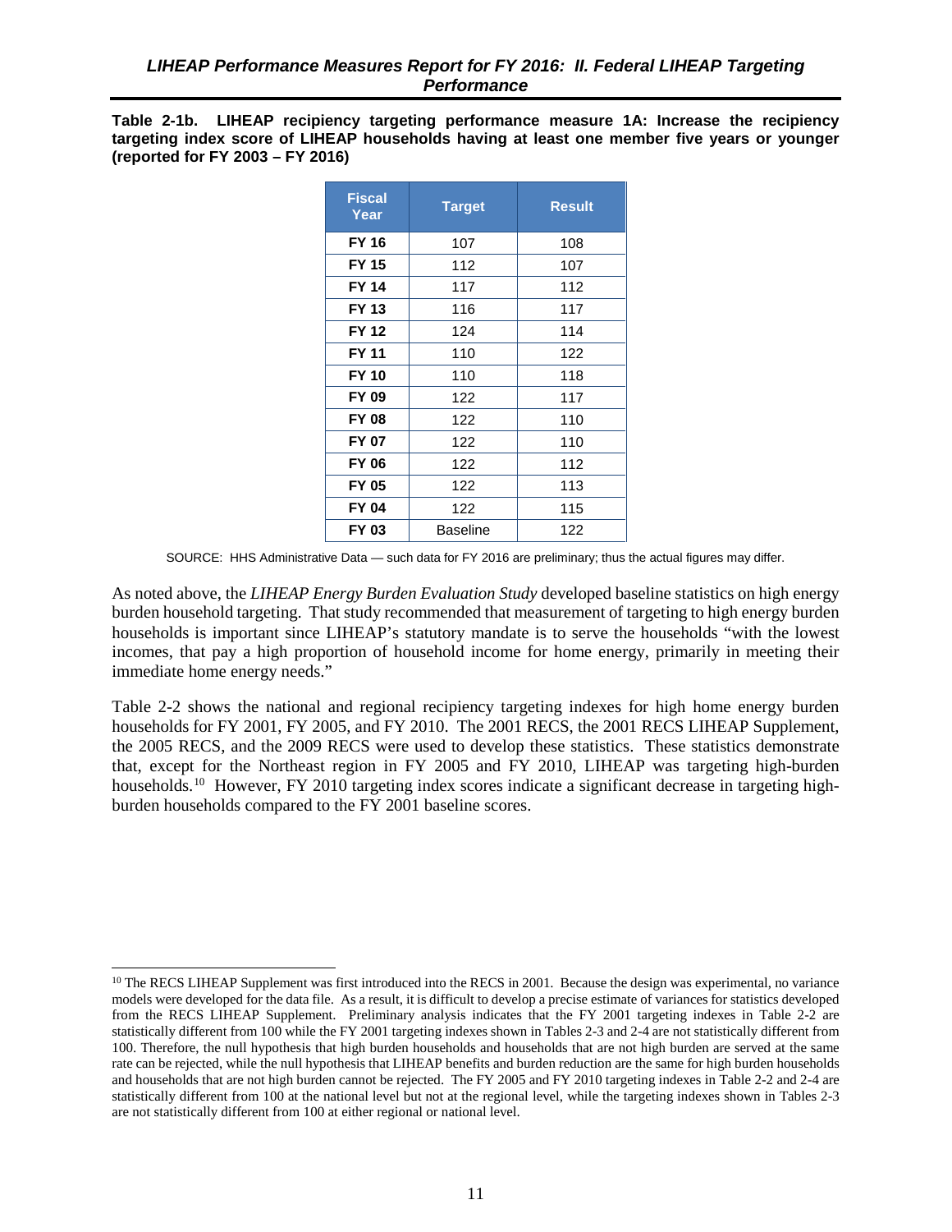**Table 2-1b. LIHEAP recipiency targeting performance measure 1A: Increase the recipiency targeting index score of LIHEAP households having at least one member five years or younger (reported for FY 2003 – FY 2016)**

| Fiscal Year | Target | Result |
|---|---|---|
| **FY 16** | 107 | 108 |
| **FY 15** | 112 | 107 |
| **FY 14** | 117 | 112 |
| **FY 13** | 116 | 117 |
| **FY 12** | 124 | 114 |
| **FY 11** | 110 | 122 |
| **FY 10** | 110 | 118 |
| **FY 09** | 122 | 117 |
| **FY 08** | 122 | 110 |
| **FY 07** | 122 | 110 |
| **FY 06** | 122 | 112 |
| **FY 05** | 122 | 113 |
| **FY 04** | 122 | 115 |
| **FY 03** | Baseline | 122 |

SOURCE: HHS Administrative Data — such data for FY 2016 are preliminary; thus the actual figures may differ.

As noted above, the *LIHEAP Energy Burden Evaluation Study* developed baseline statistics on high energy burden household targeting. That study recommended that measurement of targeting to high energy burden households is important since LIHEAP's statutory mandate is to serve the households "with the lowest incomes, that pay a high proportion of household income for home energy, primarily in meeting their immediate home energy needs."

Table 2-2 shows the national and regional recipiency targeting indexes for high home energy burden households for FY 2001, FY 2005, and FY 2010. The 2001 RECS, the 2001 RECS LIHEAP Supplement, the 2005 RECS, and the 2009 RECS were used to develop these statistics. These statistics demonstrate that, except for the Northeast region in FY 2005 and FY 2010, LIHEAP was targeting high-burden households.[10] However, FY 2010 targeting index scores indicate a significant decrease in targeting high-burden households compared to the FY 2001 baseline scores.

[10] The RECS LIHEAP Supplement was first introduced into the RECS in 2001. Because the design was experimental, no variance models were developed for the data file. As a result, it is difficult to develop a precise estimate of variances for statistics developed from the RECS LIHEAP Supplement. Preliminary analysis indicates that the FY 2001 targeting indexes in Table 2-2 are statistically different from 100 while the FY 2001 targeting indexes shown in Tables 2-3 and 2-4 are not statistically different from 100. Therefore, the null hypothesis that high burden households and households that are not high burden are served at the same rate can be rejected, while the null hypothesis that LIHEAP benefits and burden reduction are the same for high burden households and households that are not high burden cannot be rejected. The FY 2005 and FY 2010 targeting indexes in Table 2-2 and 2-4 are statistically different from 100 at the national level but not at the regional level, while the targeting indexes shown in Tables 2-3 are not statistically different from 100 at either regional or national level.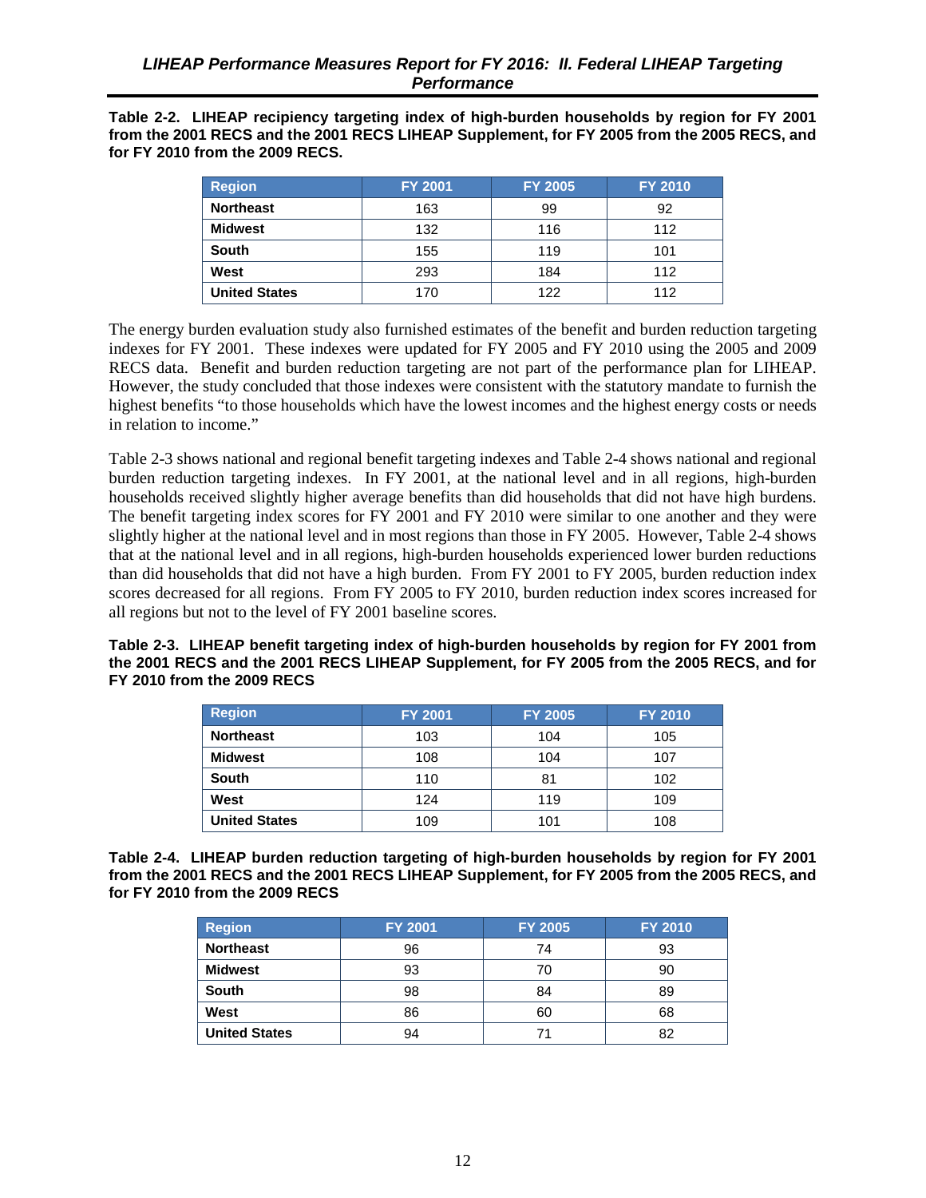**Table 2-2. LIHEAP recipiency targeting index of high-burden households by region for FY 2001 from the 2001 RECS and the 2001 RECS LIHEAP Supplement, for FY 2005 from the 2005 RECS, and for FY 2010 from the 2009 RECS.**

| Region | FY 2001 | FY 2005 | FY 2010 |
|---|---|---|---|
| **Northeast** | 163 | 99 | 92 |
| **Midwest** | 132 | 116 | 112 |
| **South** | 155 | 119 | 101 |
| **West** | 293 | 184 | 112 |
| **United States** | 170 | 122 | 112 |

The energy burden evaluation study also furnished estimates of the benefit and burden reduction targeting indexes for FY 2001. These indexes were updated for FY 2005 and FY 2010 using the 2005 and 2009 RECS data. Benefit and burden reduction targeting are not part of the performance plan for LIHEAP. However, the study concluded that those indexes were consistent with the statutory mandate to furnish the highest benefits "to those households which have the lowest incomes and the highest energy costs or needs in relation to income."

Table 2-3 shows national and regional benefit targeting indexes and Table 2-4 shows national and regional burden reduction targeting indexes. In FY 2001, at the national level and in all regions, high-burden households received slightly higher average benefits than did households that did not have high burdens. The benefit targeting index scores for FY 2001 and FY 2010 were similar to one another and they were slightly higher at the national level and in most regions than those in FY 2005. However, Table 2-4 shows that at the national level and in all regions, high-burden households experienced lower burden reductions than did households that did not have a high burden. From FY 2001 to FY 2005, burden reduction index scores decreased for all regions. From FY 2005 to FY 2010, burden reduction index scores increased for all regions but not to the level of FY 2001 baseline scores.

**Table 2-3. LIHEAP benefit targeting index of high-burden households by region for FY 2001 from the 2001 RECS and the 2001 RECS LIHEAP Supplement, for FY 2005 from the 2005 RECS, and for FY 2010 from the 2009 RECS**

| Region | FY 2001 | FY 2005 | FY 2010 |
|---|---|---|---|
| **Northeast** | 103 | 104 | 105 |
| **Midwest** | 108 | 104 | 107 |
| **South** | 110 | 81 | 102 |
| **West** | 124 | 119 | 109 |
| **United States** | 109 | 101 | 108 |

**Table 2-4. LIHEAP burden reduction targeting of high-burden households by region for FY 2001 from the 2001 RECS and the 2001 RECS LIHEAP Supplement, for FY 2005 from the 2005 RECS, and for FY 2010 from the 2009 RECS**

| Region | FY 2001 | FY 2005 | FY 2010 |
|---|---|---|---|
| **Northeast** | 96 | 74 | 93 |
| **Midwest** | 93 | 70 | 90 |
| **South** | 98 | 84 | 89 |
| **West** | 86 | 60 | 68 |
| **United States** | 94 | 71 | 82 |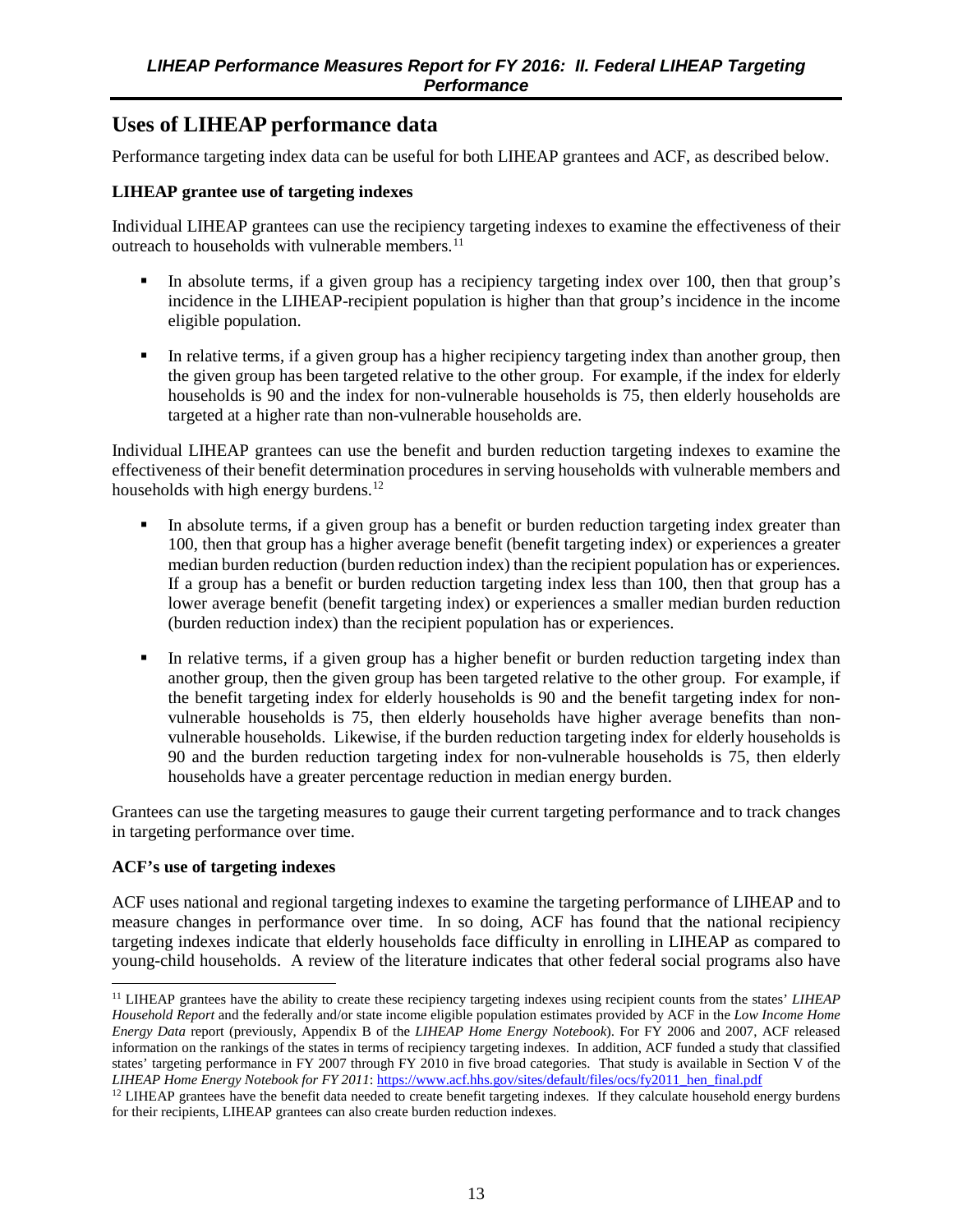## Uses of LIHEAP performance data

Performance targeting index data can be useful for both LIHEAP grantees and ACF, as described below.

**LIHEAP grantee use of targeting indexes**

Individual LIHEAP grantees can use the recipiency targeting indexes to examine the effectiveness of their outreach to households with vulnerable members.[11]

- In absolute terms, if a given group has a recipiency targeting index over 100, then that group's incidence in the LIHEAP-recipient population is higher than that group's incidence in the income eligible population.
- In relative terms, if a given group has a higher recipiency targeting index than another group, then the given group has been targeted relative to the other group. For example, if the index for elderly households is 90 and the index for non-vulnerable households is 75, then elderly households are targeted at a higher rate than non-vulnerable households are.

Individual LIHEAP grantees can use the benefit and burden reduction targeting indexes to examine the effectiveness of their benefit determination procedures in serving households with vulnerable members and households with high energy burdens.[12]

- In absolute terms, if a given group has a benefit or burden reduction targeting index greater than 100, then that group has a higher average benefit (benefit targeting index) or experiences a greater median burden reduction (burden reduction index) than the recipient population has or experiences. If a group has a benefit or burden reduction targeting index less than 100, then that group has a lower average benefit (benefit targeting index) or experiences a smaller median burden reduction (burden reduction index) than the recipient population has or experiences.
- In relative terms, if a given group has a higher benefit or burden reduction targeting index than another group, then the given group has been targeted relative to the other group. For example, if the benefit targeting index for elderly households is 90 and the benefit targeting index for non-vulnerable households is 75, then elderly households have higher average benefits than non-vulnerable households. Likewise, if the burden reduction targeting index for elderly households is 90 and the burden reduction targeting index for non-vulnerable households is 75, then elderly households have a greater percentage reduction in median energy burden.

Grantees can use the targeting measures to gauge their current targeting performance and to track changes in targeting performance over time.

**ACF's use of targeting indexes**

ACF uses national and regional targeting indexes to examine the targeting performance of LIHEAP and to measure changes in performance over time. In so doing, ACF has found that the national recipiency targeting indexes indicate that elderly households face difficulty in enrolling in LIHEAP as compared to young-child households. A review of the literature indicates that other federal social programs also have

---

[11] LIHEAP grantees have the ability to create these recipiency targeting indexes using recipient counts from the states' *LIHEAP Household Report* and the federally and/or state income eligible population estimates provided by ACF in the *Low Income Home Energy Data* report (previously, Appendix B of the *LIHEAP Home Energy Notebook*). For FY 2006 and 2007, ACF released information on the rankings of the states in terms of recipiency targeting indexes. In addition, ACF funded a study that classified states' targeting performance in FY 2007 through FY 2010 in five broad categories. That study is available in Section V of the *LIHEAP Home Energy Notebook for FY 2011*: https://www.acf.hhs.gov/sites/default/files/ocs/fy2011_hen_final.pdf

[12] LIHEAP grantees have the benefit data needed to create benefit targeting indexes. If they calculate household energy burdens for their recipients, LIHEAP grantees can also create burden reduction indexes.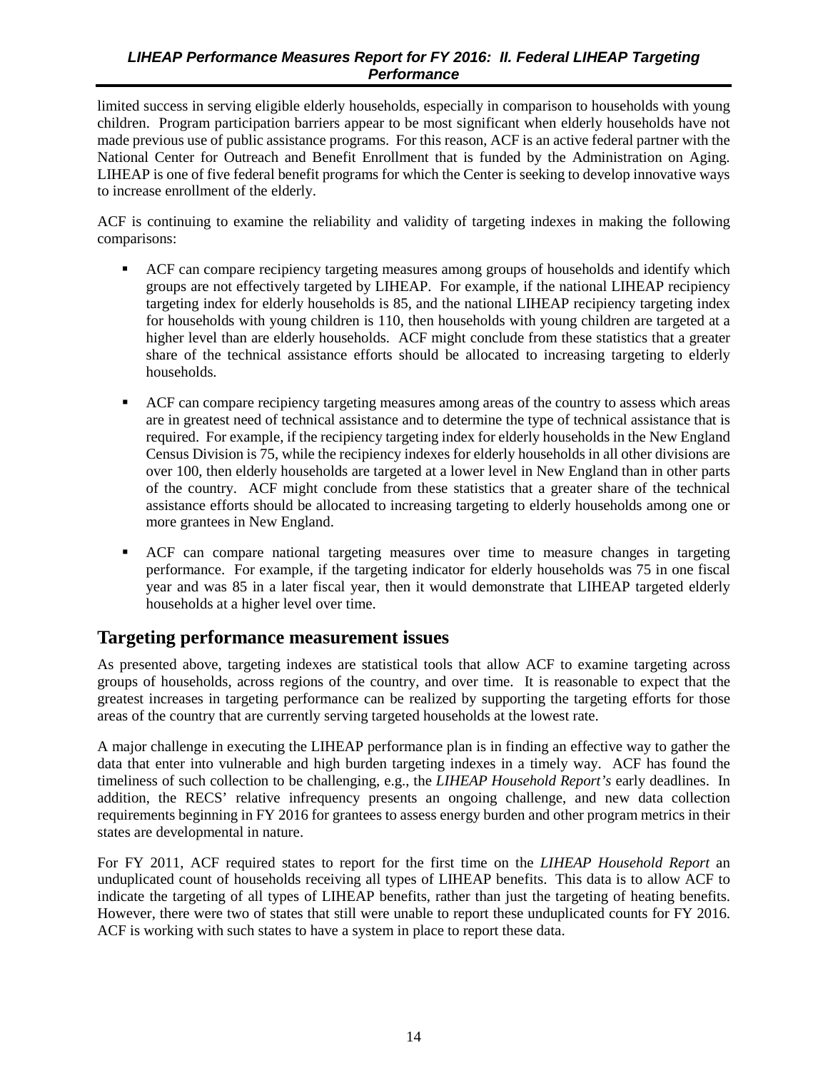limited success in serving eligible elderly households, especially in comparison to households with young children. Program participation barriers appear to be most significant when elderly households have not made previous use of public assistance programs. For this reason, ACF is an active federal partner with the National Center for Outreach and Benefit Enrollment that is funded by the Administration on Aging. LIHEAP is one of five federal benefit programs for which the Center is seeking to develop innovative ways to increase enrollment of the elderly.

ACF is continuing to examine the reliability and validity of targeting indexes in making the following comparisons:

- ACF can compare recipiency targeting measures among groups of households and identify which groups are not effectively targeted by LIHEAP. For example, if the national LIHEAP recipiency targeting index for elderly households is 85, and the national LIHEAP recipiency targeting index for households with young children is 110, then households with young children are targeted at a higher level than are elderly households. ACF might conclude from these statistics that a greater share of the technical assistance efforts should be allocated to increasing targeting to elderly households.

- ACF can compare recipiency targeting measures among areas of the country to assess which areas are in greatest need of technical assistance and to determine the type of technical assistance that is required. For example, if the recipiency targeting index for elderly households in the New England Census Division is 75, while the recipiency indexes for elderly households in all other divisions are over 100, then elderly households are targeted at a lower level in New England than in other parts of the country. ACF might conclude from these statistics that a greater share of the technical assistance efforts should be allocated to increasing targeting to elderly households among one or more grantees in New England.

- ACF can compare national targeting measures over time to measure changes in targeting performance. For example, if the targeting indicator for elderly households was 75 in one fiscal year and was 85 in a later fiscal year, then it would demonstrate that LIHEAP targeted elderly households at a higher level over time.

## Targeting performance measurement issues

As presented above, targeting indexes are statistical tools that allow ACF to examine targeting across groups of households, across regions of the country, and over time. It is reasonable to expect that the greatest increases in targeting performance can be realized by supporting the targeting efforts for those areas of the country that are currently serving targeted households at the lowest rate.

A major challenge in executing the LIHEAP performance plan is in finding an effective way to gather the data that enter into vulnerable and high burden targeting indexes in a timely way. ACF has found the timeliness of such collection to be challenging, e.g., the *LIHEAP Household Report's* early deadlines. In addition, the RECS' relative infrequency presents an ongoing challenge, and new data collection requirements beginning in FY 2016 for grantees to assess energy burden and other program metrics in their states are developmental in nature.

For FY 2011, ACF required states to report for the first time on the *LIHEAP Household Report* an unduplicated count of households receiving all types of LIHEAP benefits. This data is to allow ACF to indicate the targeting of all types of LIHEAP benefits, rather than just the targeting of heating benefits. However, there were two of states that still were unable to report these unduplicated counts for FY 2016. ACF is working with such states to have a system in place to report these data.